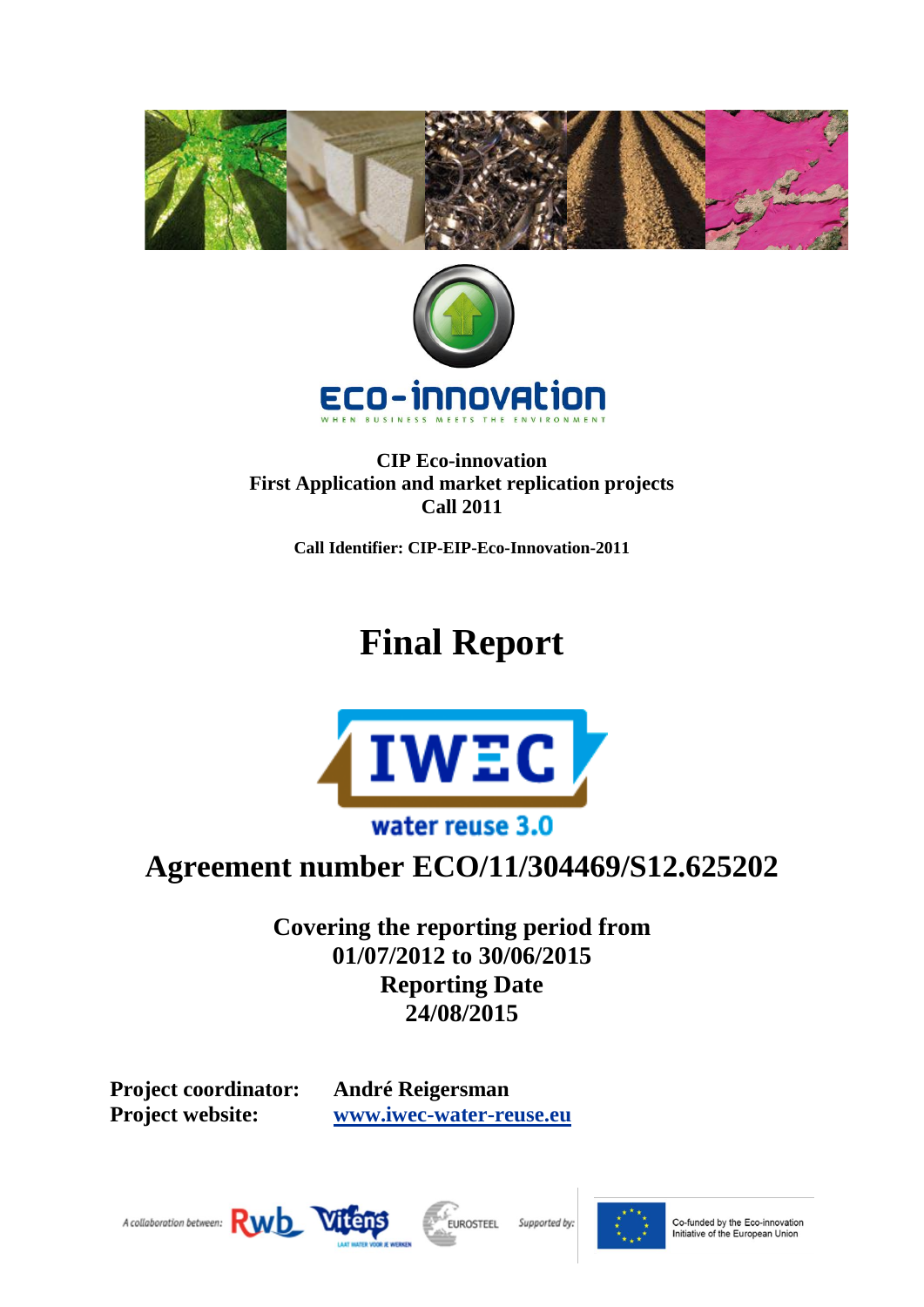Eco-innovation

WHEN BUSINESS MEETS THE ENVIRONMENT

**CIP Eco-innovation**
**First Application and market replication projects**
**Call 2011**

**Call Identifier: CIP-EIP-Eco-Innovation-2011**

# Final Report

IWEC

water reuse 3.0

## Agreement number ECO/11/304469/S12.625202

**Covering the reporting period from**
**01/07/2012 to 30/06/2015**
**Reporting Date**
**24/08/2015**

**Project coordinator:** **André Reigersman**
**Project website:** **www.iwec-water-reuse.eu**

A collaboration between: Rwb Vitens LAAT WATER VOOR JE WERKEN EUROSTEEL Supported by:

Co-funded by the Eco-innovation Initiative of the European Union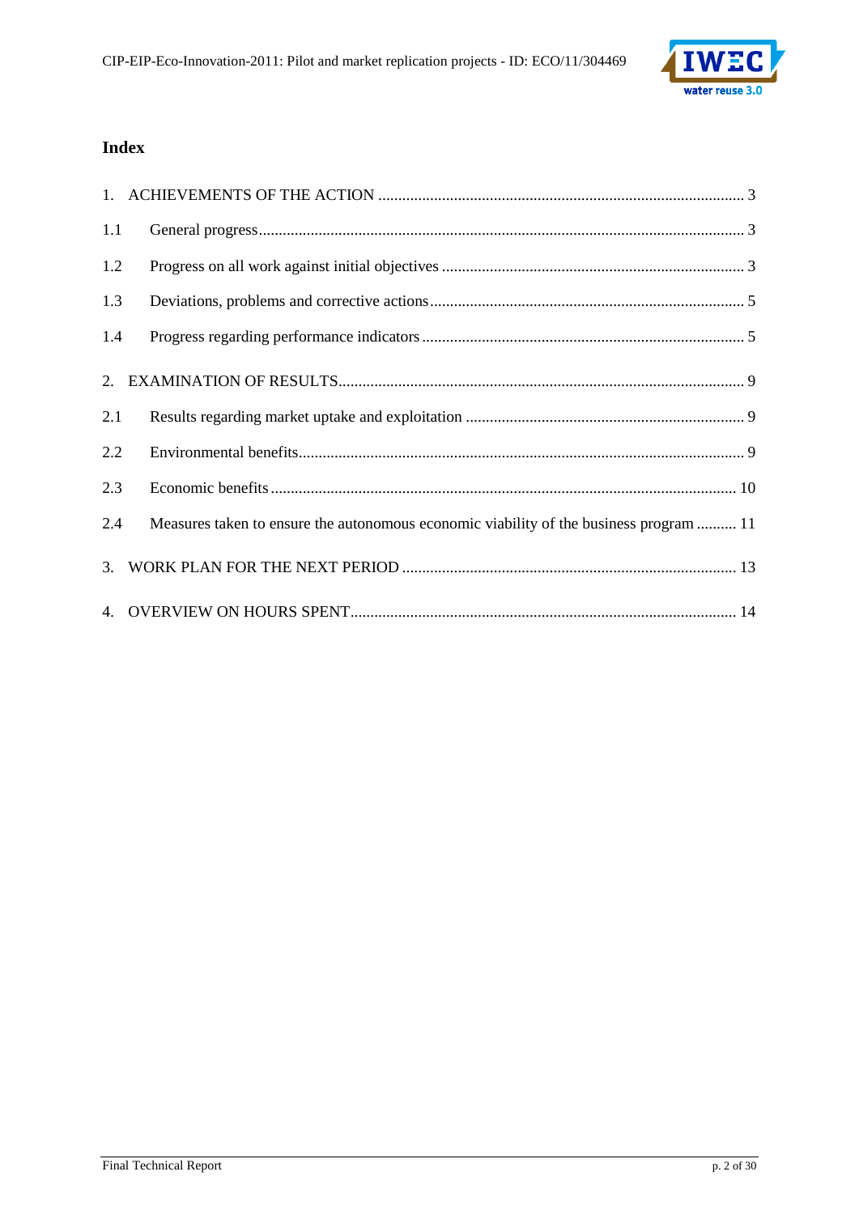## Index

1. ACHIEVEMENTS OF THE ACTION ........................................................................................ 3

1.1 General progress........................................................................................................................ 3

1.2 Progress on all work against initial objectives ........................................................................... 3

1.3 Deviations, problems and corrective actions.............................................................................. 5

1.4 Progress regarding performance indicators ................................................................................ 5

2. EXAMINATION OF RESULTS..................................................................................................... 9

2.1 Results regarding market uptake and exploitation ..................................................................... 9

2.2 Environmental benefits.............................................................................................................. 9

2.3 Economic benefits ................................................................................................................... 10

2.4 Measures taken to ensure the autonomous economic viability of the business program .......... 11

3. WORK PLAN FOR THE NEXT PERIOD ................................................................................... 13

4. OVERVIEW ON HOURS SPENT................................................................................................ 14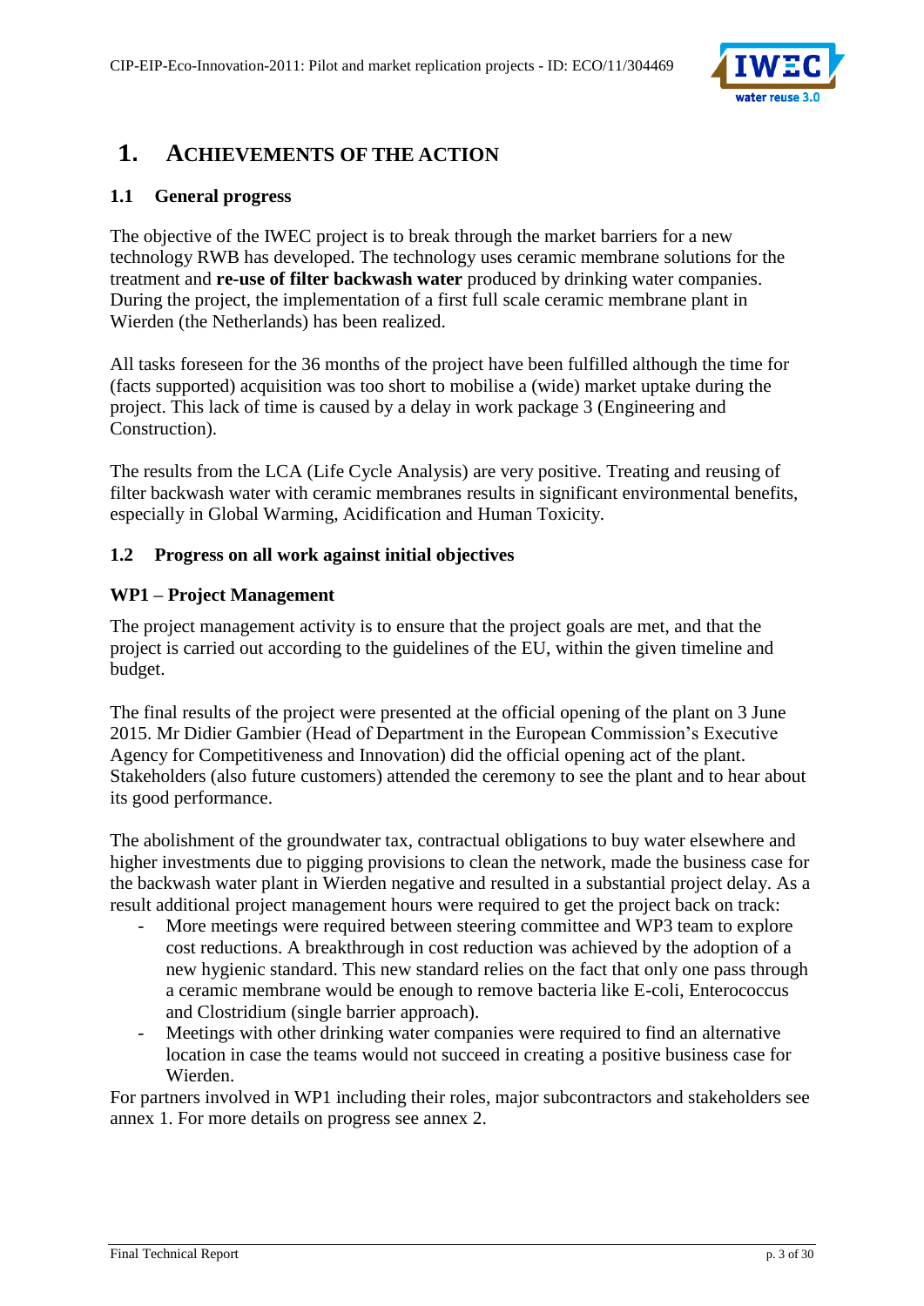# 1. ACHIEVEMENTS OF THE ACTION

## 1.1 General progress

The objective of the IWEC project is to break through the market barriers for a new technology RWB has developed. The technology uses ceramic membrane solutions for the treatment and **re-use of filter backwash water** produced by drinking water companies. During the project, the implementation of a first full scale ceramic membrane plant in Wierden (the Netherlands) has been realized.

All tasks foreseen for the 36 months of the project have been fulfilled although the time for (facts supported) acquisition was too short to mobilise a (wide) market uptake during the project. This lack of time is caused by a delay in work package 3 (Engineering and Construction).

The results from the LCA (Life Cycle Analysis) are very positive. Treating and reusing of filter backwash water with ceramic membranes results in significant environmental benefits, especially in Global Warming, Acidification and Human Toxicity.

## 1.2 Progress on all work against initial objectives

### WP1 – Project Management

The project management activity is to ensure that the project goals are met, and that the project is carried out according to the guidelines of the EU, within the given timeline and budget.

The final results of the project were presented at the official opening of the plant on 3 June 2015. Mr Didier Gambier (Head of Department in the European Commission's Executive Agency for Competitiveness and Innovation) did the official opening act of the plant. Stakeholders (also future customers) attended the ceremony to see the plant and to hear about its good performance.

The abolishment of the groundwater tax, contractual obligations to buy water elsewhere and higher investments due to pigging provisions to clean the network, made the business case for the backwash water plant in Wierden negative and resulted in a substantial project delay. As a result additional project management hours were required to get the project back on track:

- More meetings were required between steering committee and WP3 team to explore cost reductions. A breakthrough in cost reduction was achieved by the adoption of a new hygienic standard. This new standard relies on the fact that only one pass through a ceramic membrane would be enough to remove bacteria like E-coli, Enterococcus and Clostridium (single barrier approach).
- Meetings with other drinking water companies were required to find an alternative location in case the teams would not succeed in creating a positive business case for Wierden.

For partners involved in WP1 including their roles, major subcontractors and stakeholders see annex 1. For more details on progress see annex 2.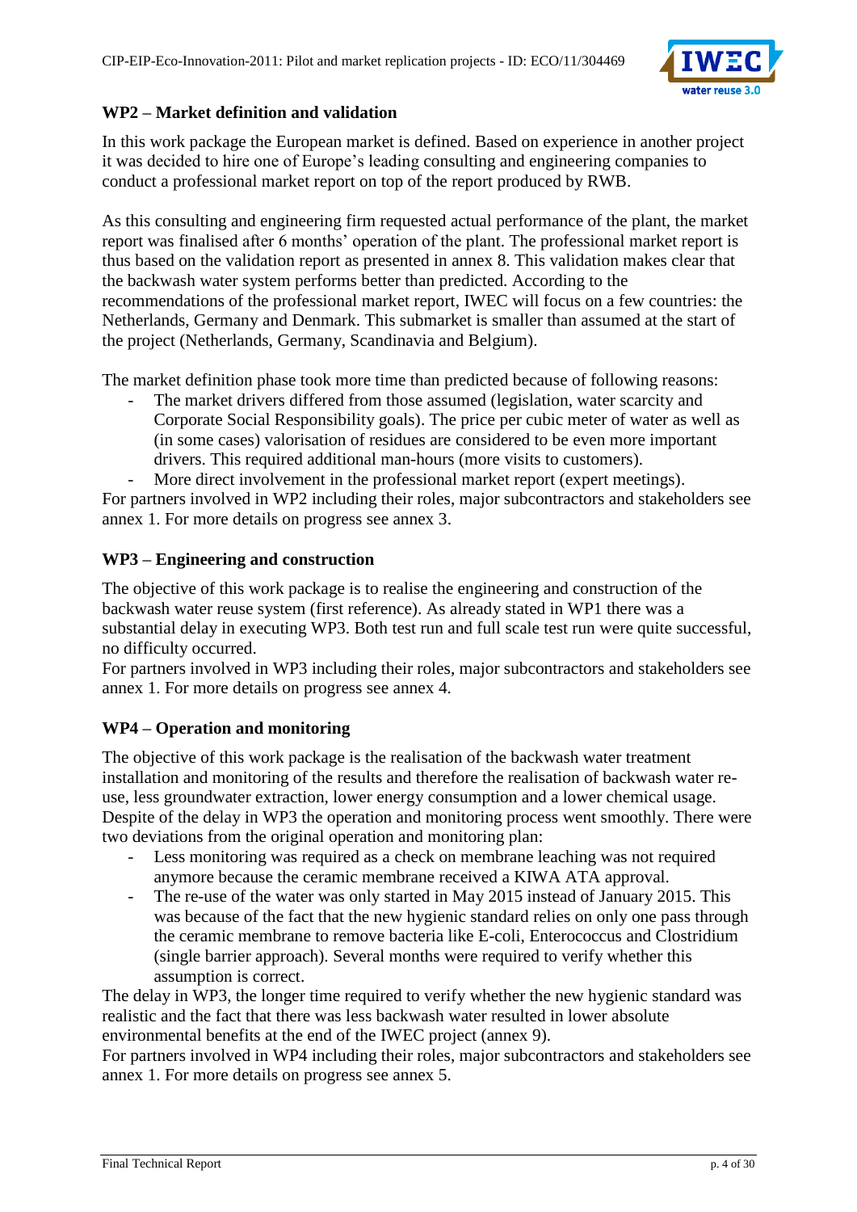### WP2 – Market definition and validation

In this work package the European market is defined. Based on experience in another project it was decided to hire one of Europe's leading consulting and engineering companies to conduct a professional market report on top of the report produced by RWB.

As this consulting and engineering firm requested actual performance of the plant, the market report was finalised after 6 months' operation of the plant. The professional market report is thus based on the validation report as presented in annex 8. This validation makes clear that the backwash water system performs better than predicted. According to the recommendations of the professional market report, IWEC will focus on a few countries: the Netherlands, Germany and Denmark. This submarket is smaller than assumed at the start of the project (Netherlands, Germany, Scandinavia and Belgium).

The market definition phase took more time than predicted because of following reasons:

- The market drivers differed from those assumed (legislation, water scarcity and Corporate Social Responsibility goals). The price per cubic meter of water as well as (in some cases) valorisation of residues are considered to be even more important drivers. This required additional man-hours (more visits to customers).
- More direct involvement in the professional market report (expert meetings).

For partners involved in WP2 including their roles, major subcontractors and stakeholders see annex 1. For more details on progress see annex 3.

### WP3 – Engineering and construction

The objective of this work package is to realise the engineering and construction of the backwash water reuse system (first reference). As already stated in WP1 there was a substantial delay in executing WP3. Both test run and full scale test run were quite successful, no difficulty occurred.
For partners involved in WP3 including their roles, major subcontractors and stakeholders see annex 1. For more details on progress see annex 4.

### WP4 – Operation and monitoring

The objective of this work package is the realisation of the backwash water treatment installation and monitoring of the results and therefore the realisation of backwash water re-use, less groundwater extraction, lower energy consumption and a lower chemical usage. Despite of the delay in WP3 the operation and monitoring process went smoothly. There were two deviations from the original operation and monitoring plan:

- Less monitoring was required as a check on membrane leaching was not required anymore because the ceramic membrane received a KIWA ATA approval.
- The re-use of the water was only started in May 2015 instead of January 2015. This was because of the fact that the new hygienic standard relies on only one pass through the ceramic membrane to remove bacteria like E-coli, Enterococcus and Clostridium (single barrier approach). Several months were required to verify whether this assumption is correct.

The delay in WP3, the longer time required to verify whether the new hygienic standard was realistic and the fact that there was less backwash water resulted in lower absolute environmental benefits at the end of the IWEC project (annex 9).
For partners involved in WP4 including their roles, major subcontractors and stakeholders see annex 1. For more details on progress see annex 5.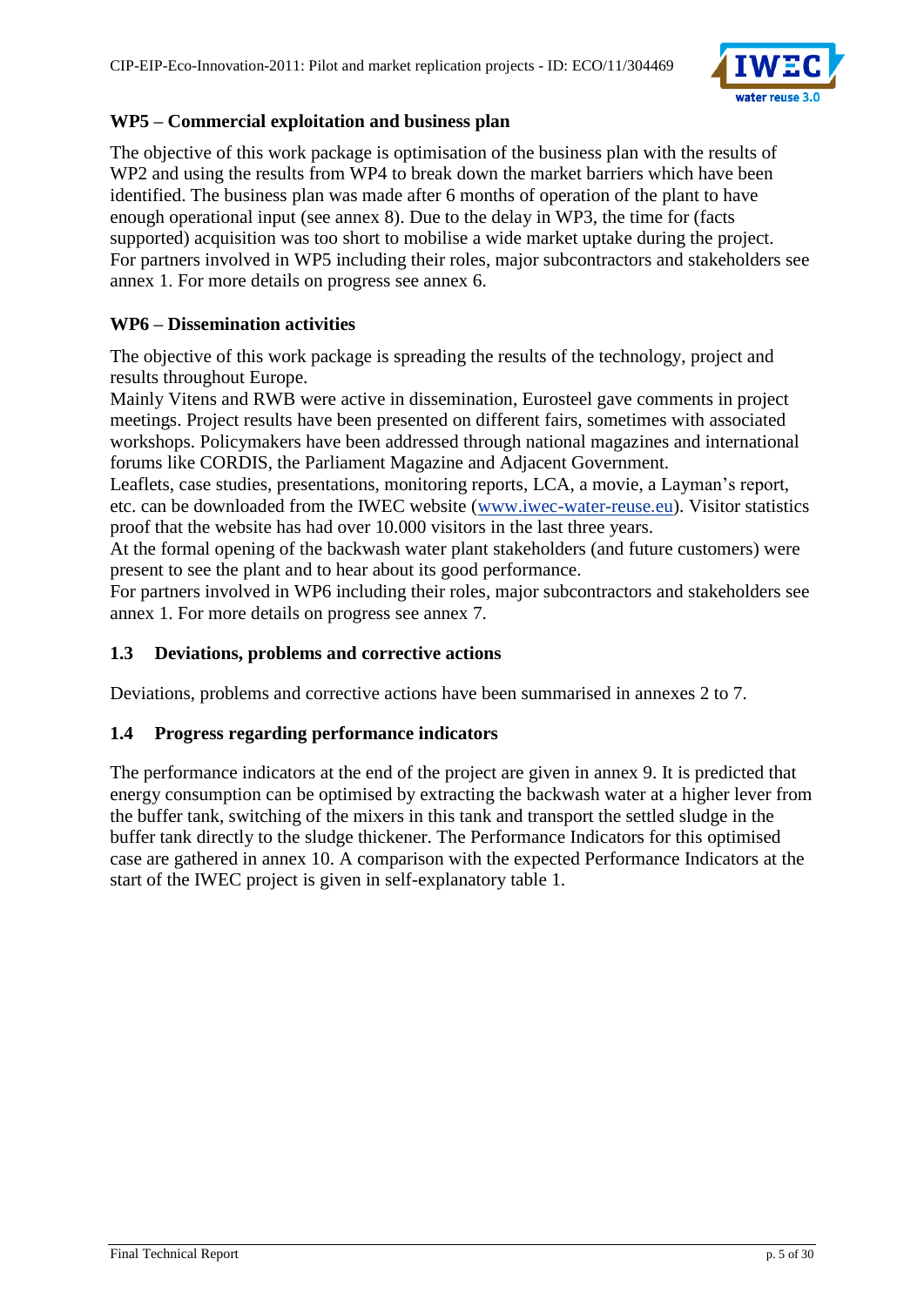### WP5 – Commercial exploitation and business plan

The objective of this work package is optimisation of the business plan with the results of WP2 and using the results from WP4 to break down the market barriers which have been identified. The business plan was made after 6 months of operation of the plant to have enough operational input (see annex 8). Due to the delay in WP3, the time for (facts supported) acquisition was too short to mobilise a wide market uptake during the project. For partners involved in WP5 including their roles, major subcontractors and stakeholders see annex 1. For more details on progress see annex 6.

### WP6 – Dissemination activities

The objective of this work package is spreading the results of the technology, project and results throughout Europe.

Mainly Vitens and RWB were active in dissemination, Eurosteel gave comments in project meetings. Project results have been presented on different fairs, sometimes with associated workshops. Policymakers have been addressed through national magazines and international forums like CORDIS, the Parliament Magazine and Adjacent Government.

Leaflets, case studies, presentations, monitoring reports, LCA, a movie, a Layman's report, etc. can be downloaded from the IWEC website (www.iwec-water-reuse.eu). Visitor statistics proof that the website has had over 10.000 visitors in the last three years.

At the formal opening of the backwash water plant stakeholders (and future customers) were present to see the plant and to hear about its good performance.

For partners involved in WP6 including their roles, major subcontractors and stakeholders see annex 1. For more details on progress see annex 7.

## 1.3 Deviations, problems and corrective actions

Deviations, problems and corrective actions have been summarised in annexes 2 to 7.

## 1.4 Progress regarding performance indicators

The performance indicators at the end of the project are given in annex 9. It is predicted that energy consumption can be optimised by extracting the backwash water at a higher lever from the buffer tank, switching of the mixers in this tank and transport the settled sludge in the buffer tank directly to the sludge thickener. The Performance Indicators for this optimised case are gathered in annex 10. A comparison with the expected Performance Indicators at the start of the IWEC project is given in self-explanatory table 1.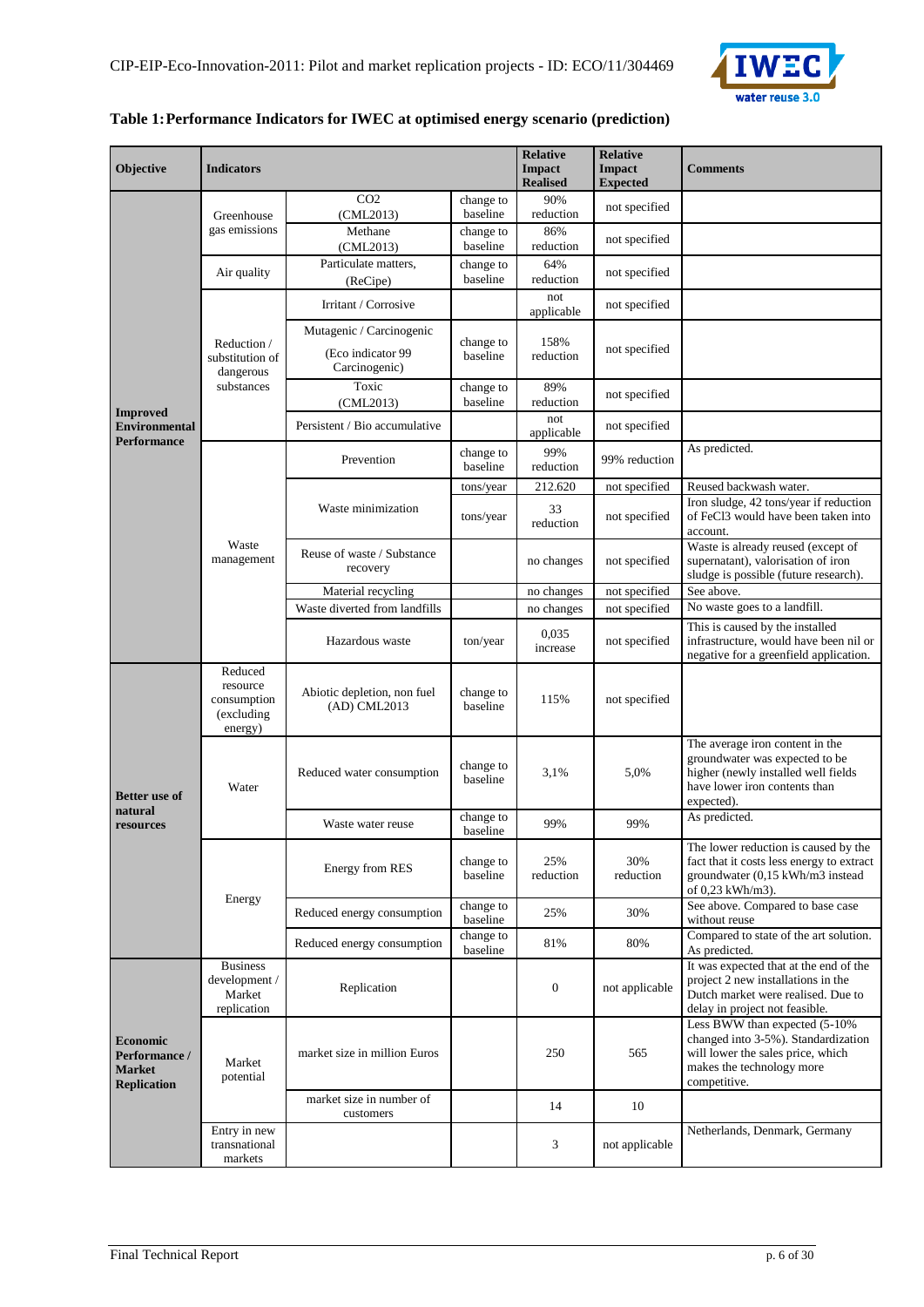**Table 1: Performance Indicators for IWEC at optimised energy scenario (prediction)**

| Objective | Indicators | | | Relative Impact Realised | Relative Impact Expected | Comments |
|---|---|---|---|---|---|---|
| Improved Environmental Performance | Greenhouse gas emissions | $CO_2$ (CML2013) | change to baseline | 90% reduction | not specified | |
| | | Methane (CML2013) | change to baseline | 86% reduction | not specified | |
| | Air quality | Particulate matters, (ReCipe) | change to baseline | 64% reduction | not specified | |
| | Reduction / substitution of dangerous substances | Irritant / Corrosive | | not applicable | not specified | |
| | | Mutagenic / Carcinogenic (Eco indicator 99 Carcinogenic) | change to baseline | 158% reduction | not specified | |
| | | Toxic (CML2013) | change to baseline | 89% reduction | not specified | |
| | | Persistent / Bio accumulative | | not applicable | not specified | |
| | Waste management | Prevention | change to baseline | 99% reduction | 99% reduction | As predicted. |
| | | Waste minimization | tons/year | 212.620 | not specified | Reused backwash water. |
| | | | tons/year | 33 reduction | not specified | Iron sludge, 42 tons/year if reduction of FeCl3 would have been taken into account. |
| | | Reuse of waste / Substance recovery | | no changes | not specified | Waste is already reused (except of supernatant), valorisation of iron sludge is possible (future research). |
| | | Material recycling | | no changes | not specified | See above. |
| | | Waste diverted from landfills | | no changes | not specified | No waste goes to a landfill. |
| | | Hazardous waste | ton/year | 0,035 increase | not specified | This is caused by the installed infrastructure, would have been nil or negative for a greenfield application. |
| Better use of natural resources | Reduced resource consumption (excluding energy) | Abiotic depletion, non fuel (AD) CML2013 | change to baseline | 115% | not specified | |
| | Water | Reduced water consumption | change to baseline | 3,1% | 5,0% | The average iron content in the groundwater was expected to be higher (newly installed well fields have lower iron contents than expected). |
| | | Waste water reuse | change to baseline | 99% | 99% | As predicted. |
| | Energy | Energy from RES | change to baseline | 25% reduction | 30% reduction | The lower reduction is caused by the fact that it costs less energy to extract groundwater (0,15 kWh/m3 instead of 0,23 kWh/m3). |
| | | Reduced energy consumption | change to baseline | 25% | 30% | See above. Compared to base case without reuse |
| | | Reduced energy consumption | change to baseline | 81% | 80% | Compared to state of the art solution. As predicted. |
| Economic Performance / Market Replication | Business development / Market replication | Replication | | 0 | not applicable | It was expected that at the end of the project 2 new installations in the Dutch market were realised. Due to delay in project not feasible. |
| | Market potential | market size in million Euros | | 250 | 565 | Less BWW than expected (5-10% changed into 3-5%). Standardization will lower the sales price, which makes the technology more competitive. |
| | | market size in number of customers | | 14 | 10 | |
| | Entry in new transnational markets | | | 3 | not applicable | Netherlands, Denmark, Germany |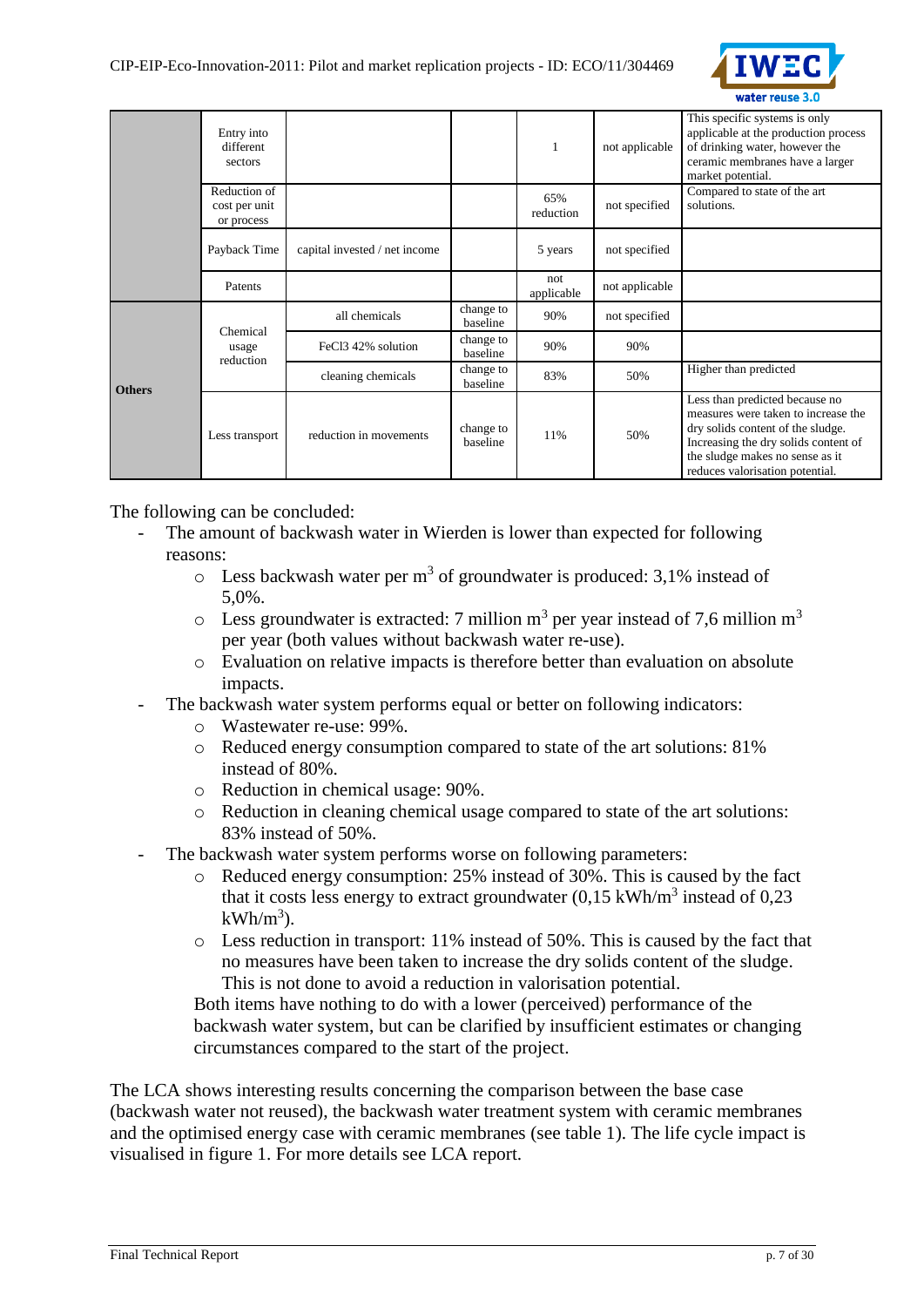| | | | | | | |
|---|---|---|---|---|---|---|
| | Entry into different sectors | | | 1 | not applicable | This specific systems is only applicable at the production process of drinking water, however the ceramic membranes have a larger market potential. |
| | Reduction of cost per unit or process | | | 65% reduction | not specified | Compared to state of the art solutions. |
| | Payback Time | capital invested / net income | | 5 years | not specified | |
| | Patents | | | not applicable | not applicable | |
| **Others** | Chemical usage reduction | all chemicals | change to baseline | 90% | not specified | |
| | | $FeCl_3$ 42% solution | change to baseline | 90% | 90% | |
| | | cleaning chemicals | change to baseline | 83% | 50% | Higher than predicted |
| | Less transport | reduction in movements | change to baseline | 11% | 50% | Less than predicted because no measures were taken to increase the dry solids content of the sludge. Increasing the dry solids content of the sludge makes no sense as it reduces valorisation potential. |

The following can be concluded:

- The amount of backwash water in Wierden is lower than expected for following reasons:
  - Less backwash water per $m^3$ of groundwater is produced: 3,1% instead of 5,0%.
  - Less groundwater is extracted: 7 million $m^3$ per year instead of 7,6 million $m^3$ per year (both values without backwash water re-use).
  - Evaluation on relative impacts is therefore better than evaluation on absolute impacts.
- The backwash water system performs equal or better on following indicators:
  - Wastewater re-use: 99%.
  - Reduced energy consumption compared to state of the art solutions: 81% instead of 80%.
  - Reduction in chemical usage: 90%.
  - Reduction in cleaning chemical usage compared to state of the art solutions: 83% instead of 50%.
- The backwash water system performs worse on following parameters:
  - Reduced energy consumption: 25% instead of 30%. This is caused by the fact that it costs less energy to extract groundwater (0,15 $kWh/m^3$ instead of 0,23 $kWh/m^3$).
  - Less reduction in transport: 11% instead of 50%. This is caused by the fact that no measures have been taken to increase the dry solids content of the sludge. This is not done to avoid a reduction in valorisation potential.

  Both items have nothing to do with a lower (perceived) performance of the backwash water system, but can be clarified by insufficient estimates or changing circumstances compared to the start of the project.

The LCA shows interesting results concerning the comparison between the base case (backwash water not reused), the backwash water treatment system with ceramic membranes and the optimised energy case with ceramic membranes (see table 1). The life cycle impact is visualised in figure 1. For more details see LCA report.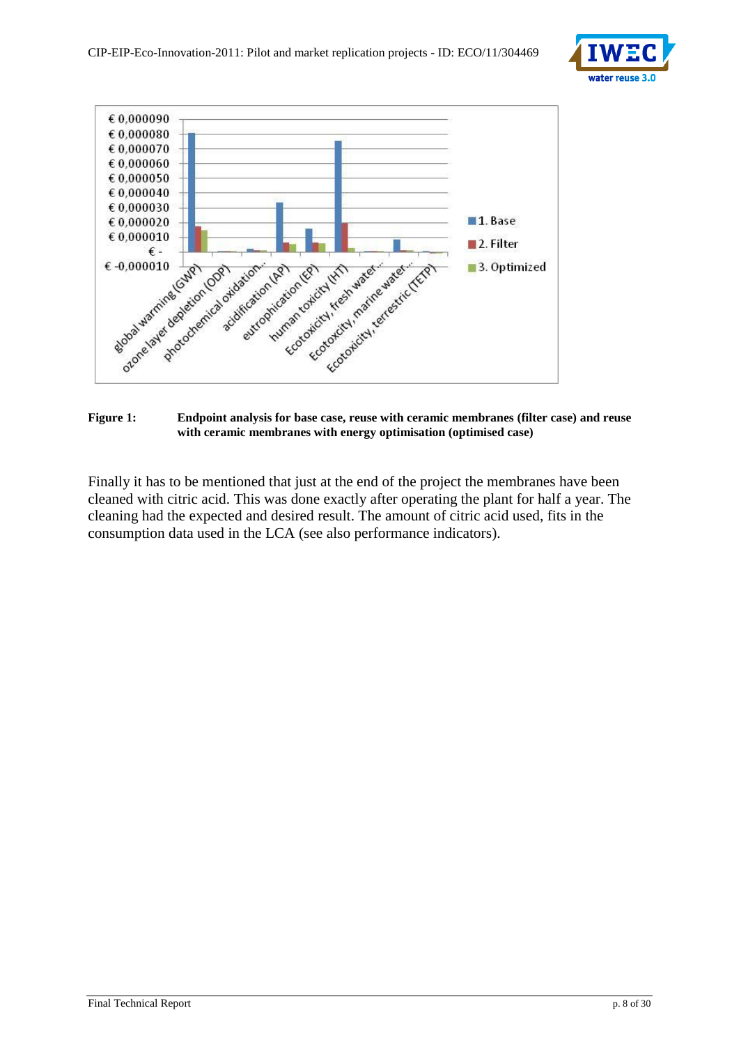**Figure 1:** **Endpoint analysis for base case, reuse with ceramic membranes (filter case) and reuse with ceramic membranes with energy optimisation (optimised case)**

Finally it has to be mentioned that just at the end of the project the membranes have been cleaned with citric acid. This was done exactly after operating the plant for half a year. The cleaning had the expected and desired result. The amount of citric acid used, fits in the consumption data used in the LCA (see also performance indicators).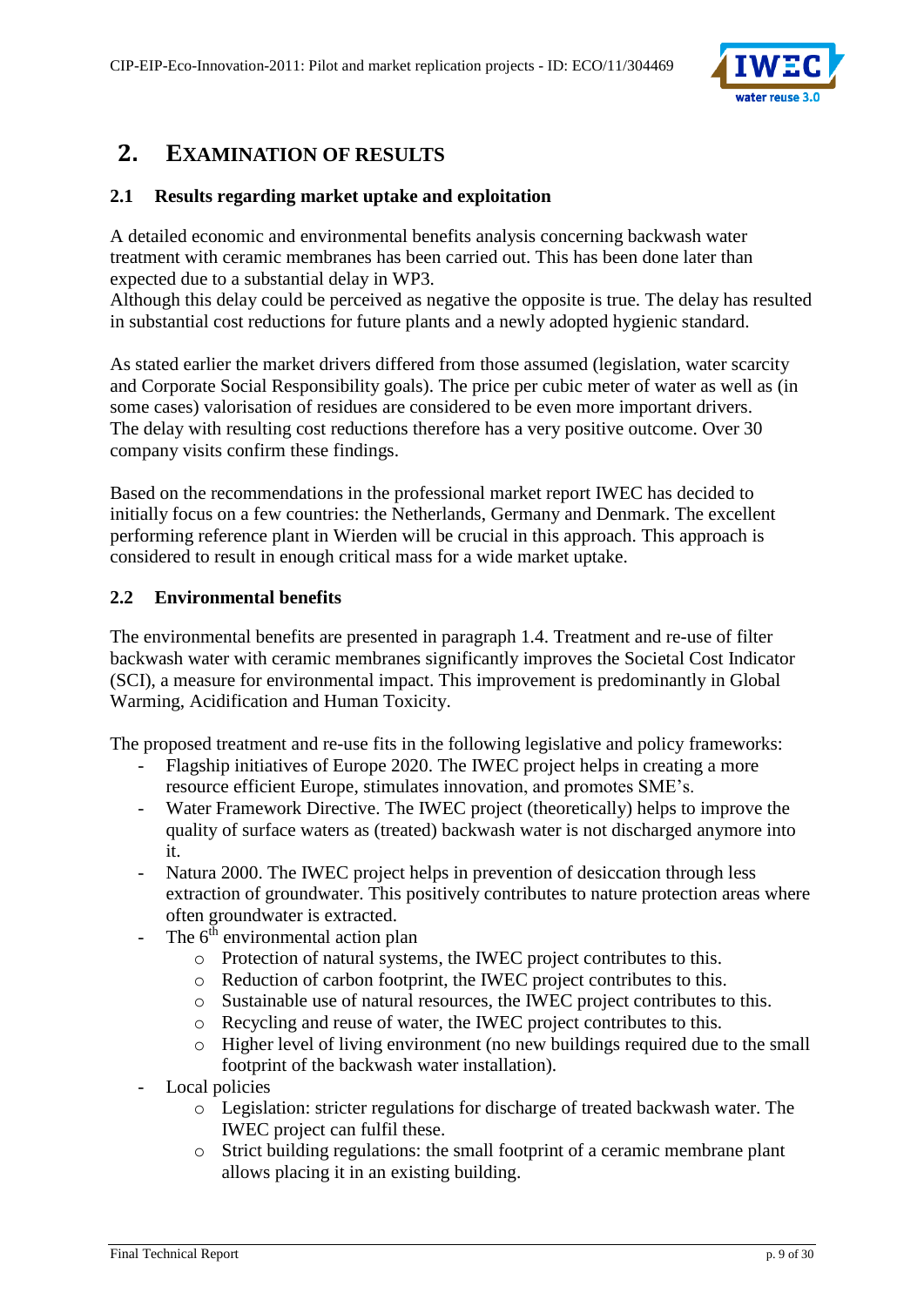# 2. EXAMINATION OF RESULTS

## 2.1 Results regarding market uptake and exploitation

A detailed economic and environmental benefits analysis concerning backwash water treatment with ceramic membranes has been carried out. This has been done later than expected due to a substantial delay in WP3.
Although this delay could be perceived as negative the opposite is true. The delay has resulted in substantial cost reductions for future plants and a newly adopted hygienic standard.

As stated earlier the market drivers differed from those assumed (legislation, water scarcity and Corporate Social Responsibility goals). The price per cubic meter of water as well as (in some cases) valorisation of residues are considered to be even more important drivers.
The delay with resulting cost reductions therefore has a very positive outcome. Over 30 company visits confirm these findings.

Based on the recommendations in the professional market report IWEC has decided to initially focus on a few countries: the Netherlands, Germany and Denmark. The excellent performing reference plant in Wierden will be crucial in this approach. This approach is considered to result in enough critical mass for a wide market uptake.

## 2.2 Environmental benefits

The environmental benefits are presented in paragraph 1.4. Treatment and re-use of filter backwash water with ceramic membranes significantly improves the Societal Cost Indicator (SCI), a measure for environmental impact. This improvement is predominantly in Global Warming, Acidification and Human Toxicity.

The proposed treatment and re-use fits in the following legislative and policy frameworks:

- Flagship initiatives of Europe 2020. The IWEC project helps in creating a more resource efficient Europe, stimulates innovation, and promotes SME's.
- Water Framework Directive. The IWEC project (theoretically) helps to improve the quality of surface waters as (treated) backwash water is not discharged anymore into it.
- Natura 2000. The IWEC project helps in prevention of desiccation through less extraction of groundwater. This positively contributes to nature protection areas where often groundwater is extracted.
- The 6th environmental action plan
    - Protection of natural systems, the IWEC project contributes to this.
    - Reduction of carbon footprint, the IWEC project contributes to this.
    - Sustainable use of natural resources, the IWEC project contributes to this.
    - Recycling and reuse of water, the IWEC project contributes to this.
    - Higher level of living environment (no new buildings required due to the small footprint of the backwash water installation).
- Local policies
    - Legislation: stricter regulations for discharge of treated backwash water. The IWEC project can fulfil these.
    - Strict building regulations: the small footprint of a ceramic membrane plant allows placing it in an existing building.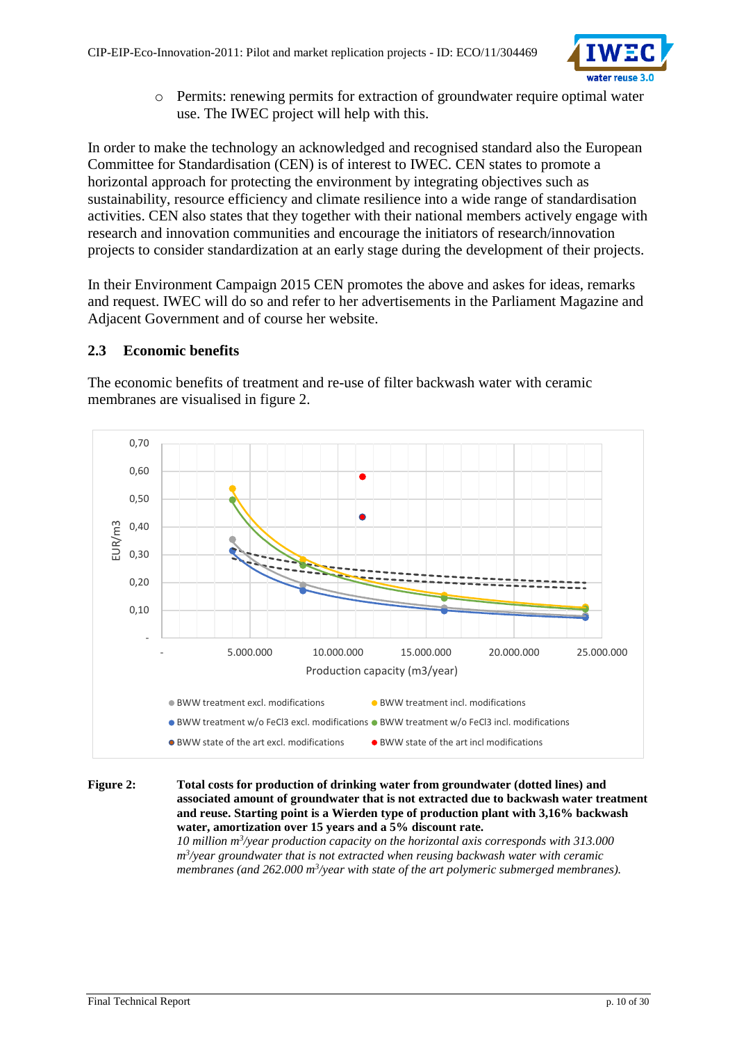- Permits: renewing permits for extraction of groundwater require optimal water use. The IWEC project will help with this.

In order to make the technology an acknowledged and recognised standard also the European Committee for Standardisation (CEN) is of interest to IWEC. CEN states to promote a horizontal approach for protecting the environment by integrating objectives such as sustainability, resource efficiency and climate resilience into a wide range of standardisation activities. CEN also states that they together with their national members actively engage with research and innovation communities and encourage the initiators of research/innovation projects to consider standardization at an early stage during the development of their projects.

In their Environment Campaign 2015 CEN promotes the above and askes for ideas, remarks and request. IWEC will do so and refer to her advertisements in the Parliament Magazine and Adjacent Government and of course her website.

## 2.3 Economic benefits

The economic benefits of treatment and re-use of filter backwash water with ceramic membranes are visualised in figure 2.

**Figure 2:** **Total costs for production of drinking water from groundwater (dotted lines) and associated amount of groundwater that is not extracted due to backwash water treatment and reuse. Starting point is a Wierden type of production plant with 3,16% backwash water, amortization over 15 years and a 5% discount rate.**
*10 million $m^3$/year production capacity on the horizontal axis corresponds with 313.000 $m^3$/year groundwater that is not extracted when reusing backwash water with ceramic membranes (and 262.000 $m^3$/year with state of the art polymeric submerged membranes).*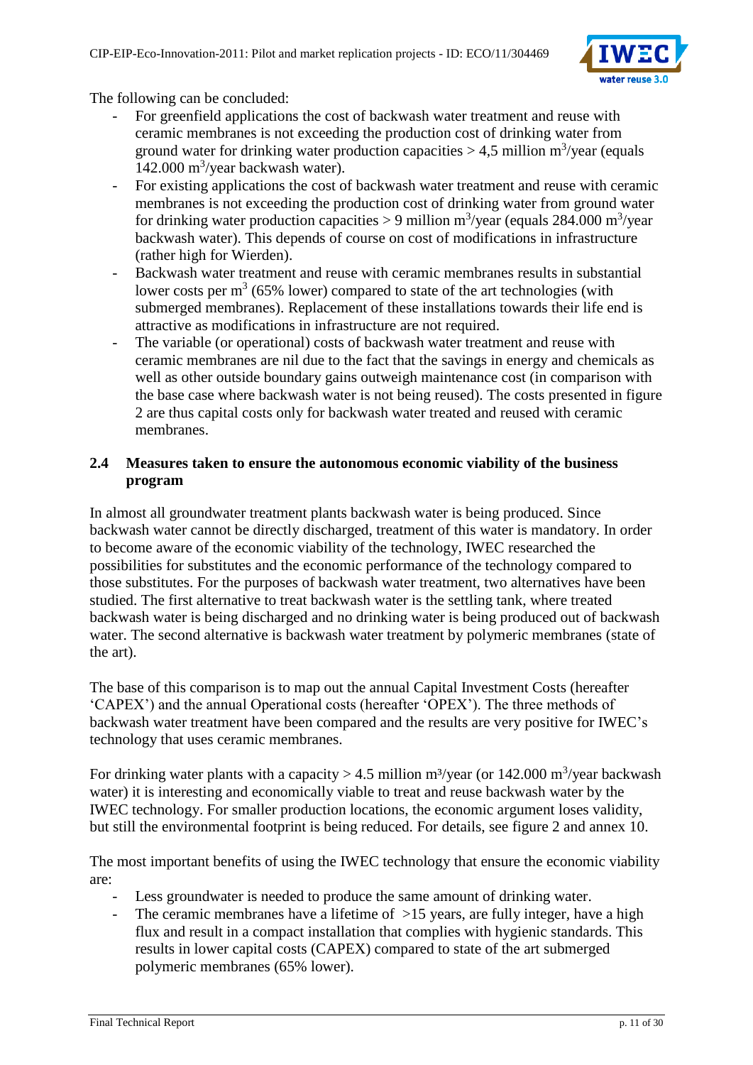The following can be concluded:

- For greenfield applications the cost of backwash water treatment and reuse with ceramic membranes is not exceeding the production cost of drinking water from ground water for drinking water production capacities > 4,5 million $m^3$/year (equals 142.000 $m^3$/year backwash water).
- For existing applications the cost of backwash water treatment and reuse with ceramic membranes is not exceeding the production cost of drinking water from ground water for drinking water production capacities > 9 million $m^3$/year (equals 284.000 $m^3$/year backwash water). This depends of course on cost of modifications in infrastructure (rather high for Wierden).
- Backwash water treatment and reuse with ceramic membranes results in substantial lower costs per $m^3$ (65% lower) compared to state of the art technologies (with submerged membranes). Replacement of these installations towards their life end is attractive as modifications in infrastructure are not required.
- The variable (or operational) costs of backwash water treatment and reuse with ceramic membranes are nil due to the fact that the savings in energy and chemicals as well as other outside boundary gains outweigh maintenance cost (in comparison with the base case where backwash water is not being reused). The costs presented in figure 2 are thus capital costs only for backwash water treated and reused with ceramic membranes.

## 2.4 Measures taken to ensure the autonomous economic viability of the business program

In almost all groundwater treatment plants backwash water is being produced. Since backwash water cannot be directly discharged, treatment of this water is mandatory. In order to become aware of the economic viability of the technology, IWEC researched the possibilities for substitutes and the economic performance of the technology compared to those substitutes. For the purposes of backwash water treatment, two alternatives have been studied. The first alternative to treat backwash water is the settling tank, where treated backwash water is being discharged and no drinking water is being produced out of backwash water. The second alternative is backwash water treatment by polymeric membranes (state of the art).

The base of this comparison is to map out the annual Capital Investment Costs (hereafter 'CAPEX') and the annual Operational costs (hereafter 'OPEX'). The three methods of backwash water treatment have been compared and the results are very positive for IWEC's technology that uses ceramic membranes.

For drinking water plants with a capacity > 4.5 million $m^3$/year (or 142.000 $m^3$/year backwash water) it is interesting and economically viable to treat and reuse backwash water by the IWEC technology. For smaller production locations, the economic argument loses validity, but still the environmental footprint is being reduced. For details, see figure 2 and annex 10.

The most important benefits of using the IWEC technology that ensure the economic viability are:

- Less groundwater is needed to produce the same amount of drinking water.
- The ceramic membranes have a lifetime of >15 years, are fully integer, have a high flux and result in a compact installation that complies with hygienic standards. This results in lower capital costs (CAPEX) compared to state of the art submerged polymeric membranes (65% lower).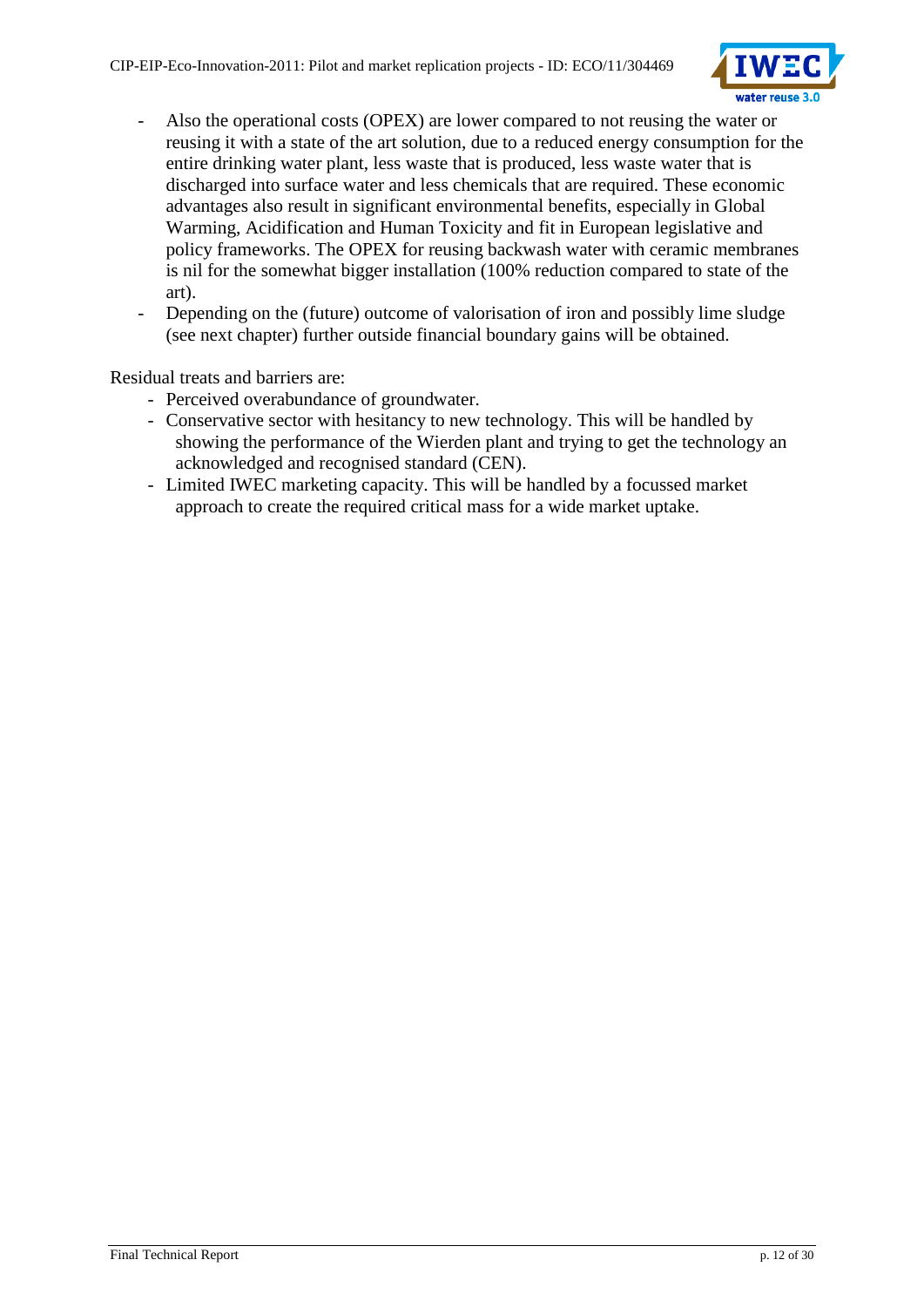- Also the operational costs (OPEX) are lower compared to not reusing the water or reusing it with a state of the art solution, due to a reduced energy consumption for the entire drinking water plant, less waste that is produced, less waste water that is discharged into surface water and less chemicals that are required. These economic advantages also result in significant environmental benefits, especially in Global Warming, Acidification and Human Toxicity and fit in European legislative and policy frameworks. The OPEX for reusing backwash water with ceramic membranes is nil for the somewhat bigger installation (100% reduction compared to state of the art).
- Depending on the (future) outcome of valorisation of iron and possibly lime sludge (see next chapter) further outside financial boundary gains will be obtained.

Residual treats and barriers are:

- Perceived overabundance of groundwater.
- Conservative sector with hesitancy to new technology. This will be handled by showing the performance of the Wierden plant and trying to get the technology an acknowledged and recognised standard (CEN).
- Limited IWEC marketing capacity. This will be handled by a focussed market approach to create the required critical mass for a wide market uptake.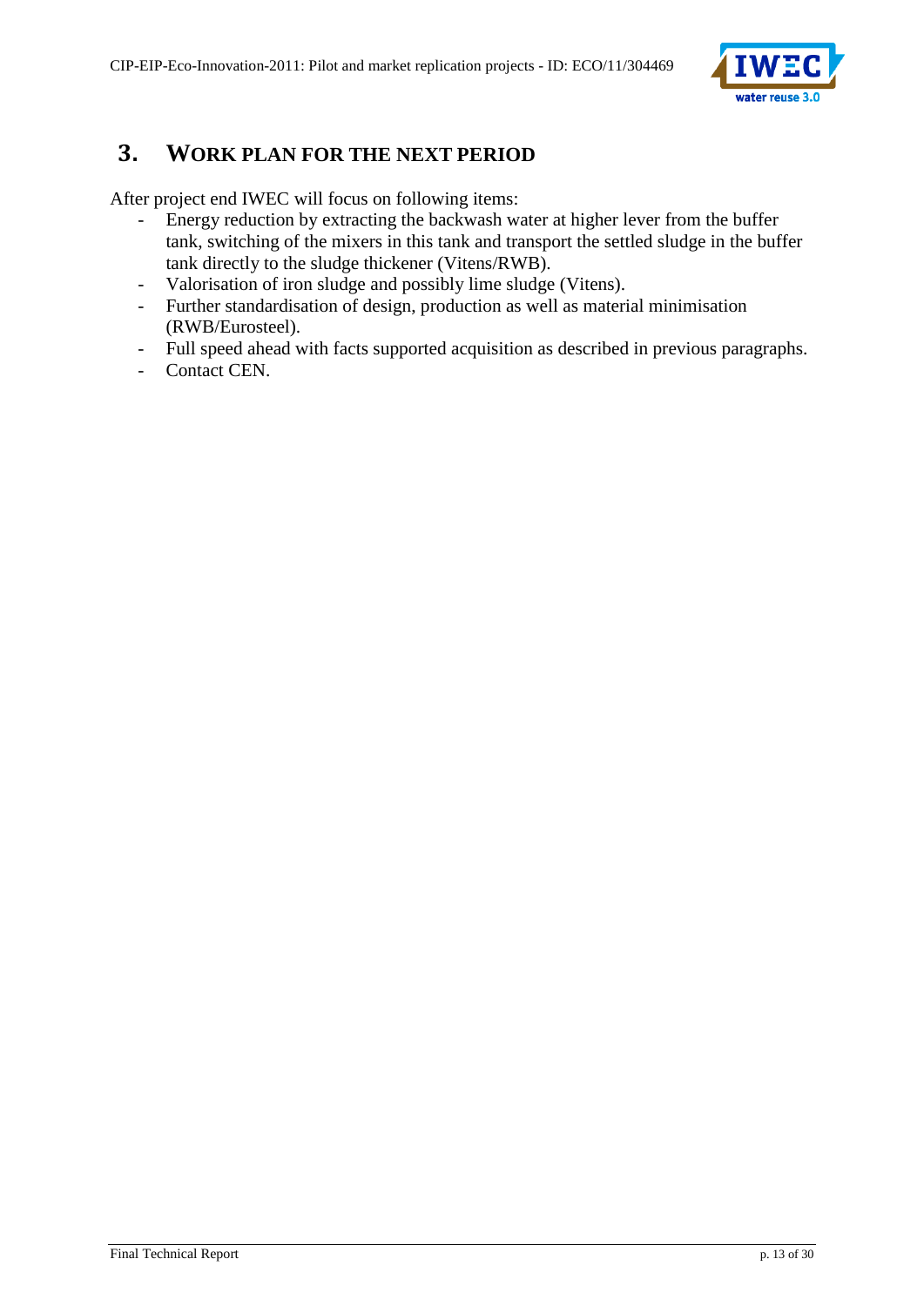# 3. WORK PLAN FOR THE NEXT PERIOD

After project end IWEC will focus on following items:

- Energy reduction by extracting the backwash water at higher lever from the buffer tank, switching of the mixers in this tank and transport the settled sludge in the buffer tank directly to the sludge thickener (Vitens/RWB).
- Valorisation of iron sludge and possibly lime sludge (Vitens).
- Further standardisation of design, production as well as material minimisation (RWB/Eurosteel).
- Full speed ahead with facts supported acquisition as described in previous paragraphs.
- Contact CEN.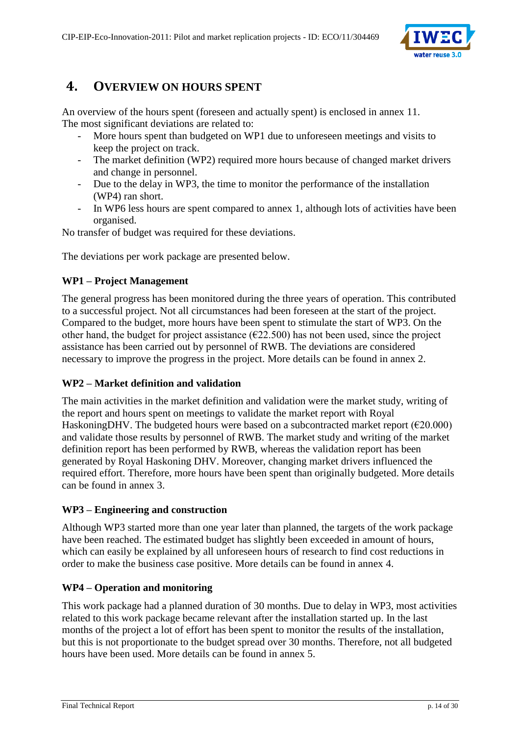# 4. OVERVIEW ON HOURS SPENT

An overview of the hours spent (foreseen and actually spent) is enclosed in annex 11.
The most significant deviations are related to:

- More hours spent than budgeted on WP1 due to unforeseen meetings and visits to keep the project on track.
- The market definition (WP2) required more hours because of changed market drivers and change in personnel.
- Due to the delay in WP3, the time to monitor the performance of the installation (WP4) ran short.
- In WP6 less hours are spent compared to annex 1, although lots of activities have been organised.

No transfer of budget was required for these deviations.

The deviations per work package are presented below.

**WP1 – Project Management**

The general progress has been monitored during the three years of operation. This contributed to a successful project. Not all circumstances had been foreseen at the start of the project. Compared to the budget, more hours have been spent to stimulate the start of WP3. On the other hand, the budget for project assistance (€22.500) has not been used, since the project assistance has been carried out by personnel of RWB. The deviations are considered necessary to improve the progress in the project. More details can be found in annex 2.

**WP2 – Market definition and validation**

The main activities in the market definition and validation were the market study, writing of the report and hours spent on meetings to validate the market report with Royal HaskoningDHV. The budgeted hours were based on a subcontracted market report (€20.000) and validate those results by personnel of RWB. The market study and writing of the market definition report has been performed by RWB, whereas the validation report has been generated by Royal Haskoning DHV. Moreover, changing market drivers influenced the required effort. Therefore, more hours have been spent than originally budgeted. More details can be found in annex 3.

**WP3 – Engineering and construction**

Although WP3 started more than one year later than planned, the targets of the work package have been reached. The estimated budget has slightly been exceeded in amount of hours, which can easily be explained by all unforeseen hours of research to find cost reductions in order to make the business case positive. More details can be found in annex 4.

**WP4 – Operation and monitoring**

This work package had a planned duration of 30 months. Due to delay in WP3, most activities related to this work package became relevant after the installation started up. In the last months of the project a lot of effort has been spent to monitor the results of the installation, but this is not proportionate to the budget spread over 30 months. Therefore, not all budgeted hours have been used. More details can be found in annex 5.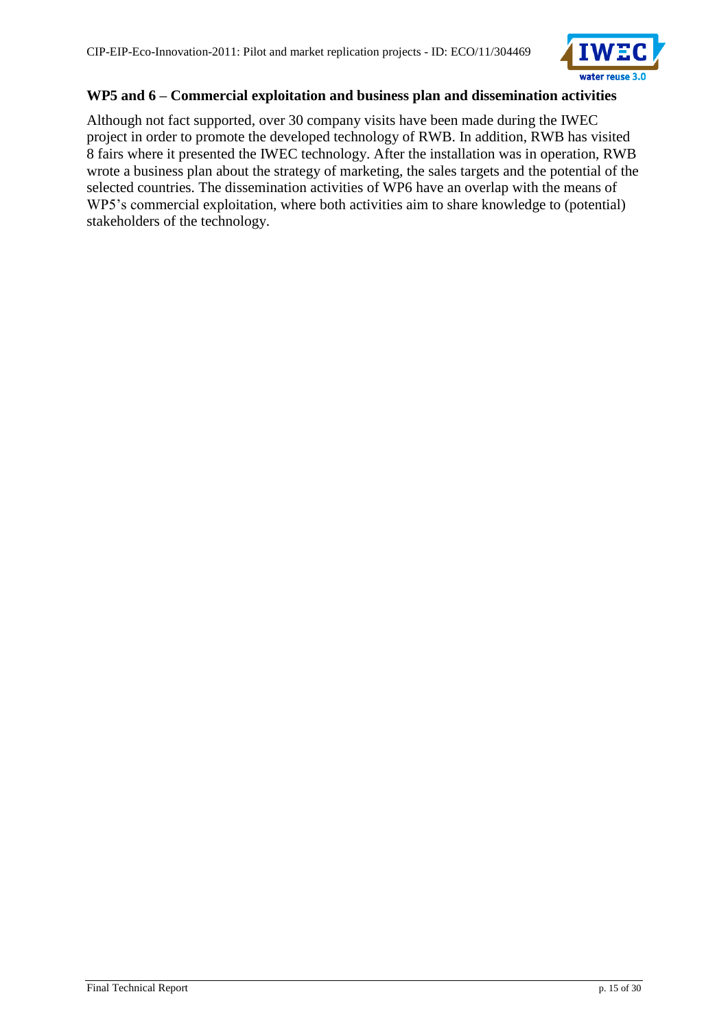### WP5 and 6 – Commercial exploitation and business plan and dissemination activities

Although not fact supported, over 30 company visits have been made during the IWEC project in order to promote the developed technology of RWB. In addition, RWB has visited 8 fairs where it presented the IWEC technology. After the installation was in operation, RWB wrote a business plan about the strategy of marketing, the sales targets and the potential of the selected countries. The dissemination activities of WP6 have an overlap with the means of WP5's commercial exploitation, where both activities aim to share knowledge to (potential) stakeholders of the technology.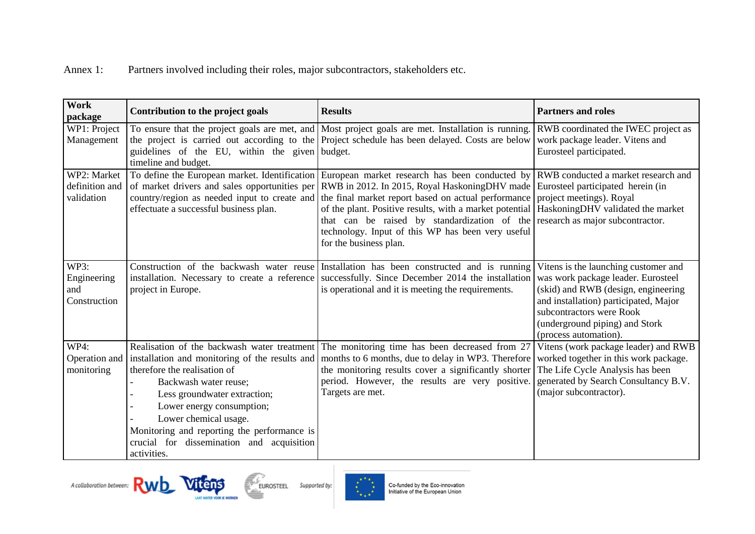Annex 1: Partners involved including their roles, major subcontractors, stakeholders etc.

| Work package | Contribution to the project goals | Results | Partners and roles |
|---|---|---|---|
| WP1: Project Management | To ensure that the project goals are met, and the project is carried out according to the guidelines of the EU, within the given timeline and budget. | Most project goals are met. Installation is running. Project schedule has been delayed. Costs are below budget. | RWB coordinated the IWEC project as work package leader. Vitens and Eurosteel participated. |
| WP2: Market definition and validation | To define the European market. Identification of market drivers and sales opportunities per country/region as needed input to create and effectuate a successful business plan. | European market research has been conducted by RWB in 2012. In 2015, Royal HaskoningDHV made the final market report based on actual performance of the plant. Positive results, with a market potential that can be raised by standardization of the technology. Input of this WP has been very useful for the business plan. | RWB conducted a market research and Eurosteel participated herein (in project meetings). Royal HaskoningDHV validated the market research as major subcontractor. |
| WP3: Engineering and Construction | Construction of the backwash water reuse installation. Necessary to create a reference project in Europe. | Installation has been constructed and is running successfully. Since December 2014 the installation is operational and it is meeting the requirements. | Vitens is the launching customer and was work package leader. Eurosteel (skid) and RWB (design, engineering and installation) participated, Major subcontractors were Rook (underground piping) and Stork (process automation). |
| WP4: Operation and monitoring | Realisation of the backwash water treatment installation and monitoring of the results and therefore the realisation of<br>- Backwash water reuse;<br>- Less groundwater extraction;<br>- Lower energy consumption;<br>- Lower chemical usage.<br>Monitoring and reporting the performance is crucial for dissemination and acquisition activities. | The monitoring time has been decreased from 27 months to 6 months, due to delay in WP3. Therefore the monitoring results cover a significantly shorter period. However, the results are very positive. Targets are met. | Vitens (work package leader) and RWB worked together in this work package. The Life Cycle Analysis has been generated by Search Consultancy B.V. (major subcontractor). |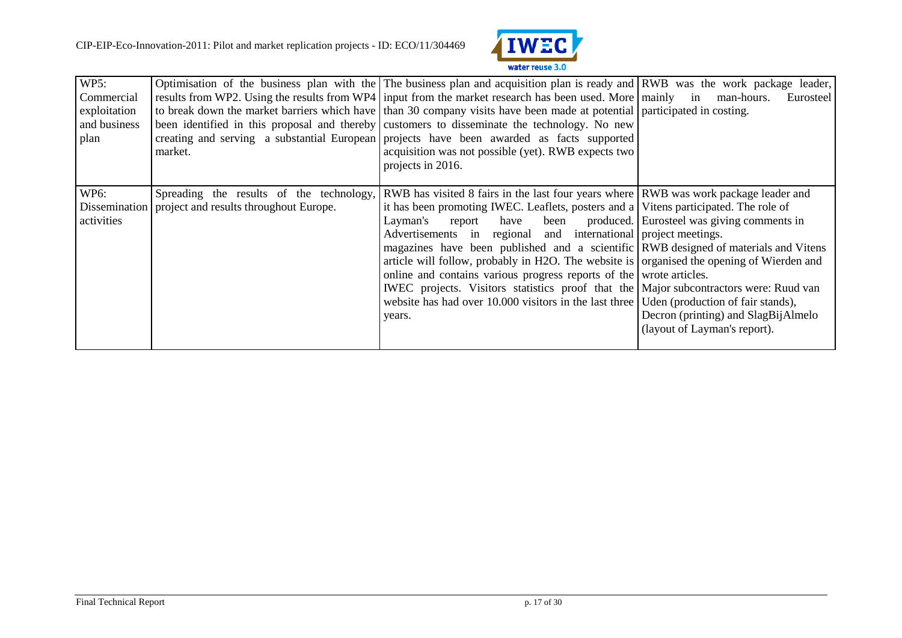| WP5: Commercial exploitation and business plan | Optimisation of the business plan with the results from WP2. Using the results from WP4 to break down the market barriers which have been identified in this proposal and thereby creating and serving a substantial European market. | The business plan and acquisition plan is ready and input from the market research has been used. More than 30 company visits have been made at potential customers to disseminate the technology. No new projects have been awarded as facts supported acquisition was not possible (yet). RWB expects two projects in 2016. | RWB was the work package leader, mainly in man-hours. Eurosteel participated in costing. |
|---|---|---|---|
| WP6: Dissemination activities | Spreading the results of the technology, project and results throughout Europe. | RWB has visited 8 fairs in the last four years where it has been promoting IWEC. Leaflets, posters and a Layman's report have been produced. Advertisements in regional and international magazines have been published and a scientific article will follow, probably in H2O. The website is online and contains various progress reports of the IWEC projects. Visitors statistics proof that the website has had over 10.000 visitors in the last three years. | RWB was work package leader and Vitens participated. The role of Eurosteel was giving comments in project meetings.<br>RWB designed of materials and Vitens organised the opening of Wierden and wrote articles.<br>Major subcontractors were: Ruud van Uden (production of fair stands), Decron (printing) and SlagBijAlmelo (layout of Layman's report). |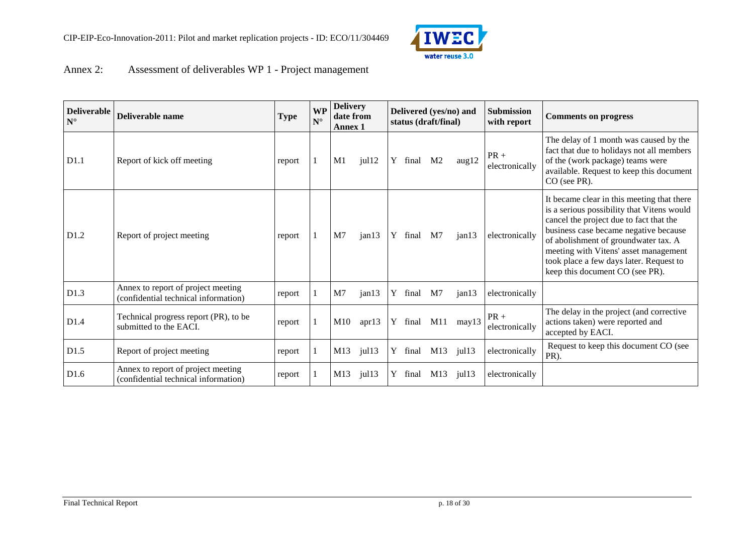Annex 2: Assessment of deliverables WP 1 - Project management

| Deliverable N° | Deliverable name | Type | WP N° | Delivery date from Annex 1 | Delivered (yes/no) and status (draft/final) | Submission with report | Comments on progress |
|---|---|---|---|---|---|---|---|
| D1.1 | Report of kick off meeting | report | 1 | M1 jul12 | Y final M2 aug12 | PR + electronically | The delay of 1 month was caused by the fact that due to holidays not all members of the (work package) teams were available. Request to keep this document CO (see PR). |
| D1.2 | Report of project meeting | report | 1 | M7 jan13 | Y final M7 jan13 | electronically | It became clear in this meeting that there is a serious possibility that Vitens would cancel the project due to fact that the business case became negative because of abolishment of groundwater tax. A meeting with Vitens' asset management took place a few days later. Request to keep this document CO (see PR). |
| D1.3 | Annex to report of project meeting (confidential technical information) | report | 1 | M7 jan13 | Y final M7 jan13 | electronically | |
| D1.4 | Technical progress report (PR), to be submitted to the EACI. | report | 1 | M10 apr13 | Y final M11 may13 | PR + electronically | The delay in the project (and corrective actions taken) were reported and accepted by EACI. |
| D1.5 | Report of project meeting | report | 1 | M13 jul13 | Y final M13 jul13 | electronically | Request to keep this document CO (see PR). |
| D1.6 | Annex to report of project meeting (confidential technical information) | report | 1 | M13 jul13 | Y final M13 jul13 | electronically | |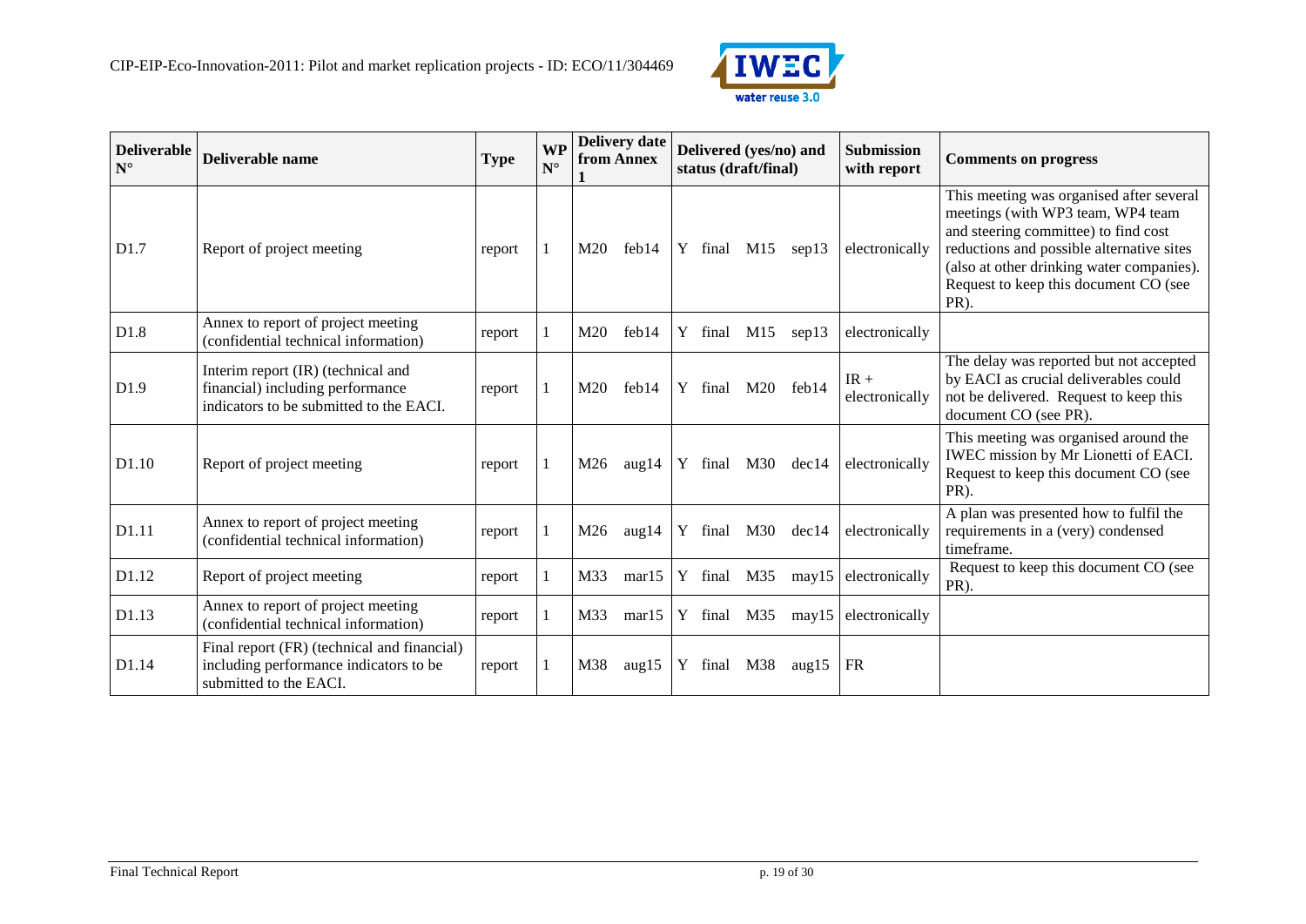| Deliverable N° | Deliverable name | Type | WP N° | Delivery date from Annex 1 | Delivered (yes/no) and status (draft/final) | Submission with report | Comments on progress |
|---|---|---|---|---|---|---|---|
| D1.7 | Report of project meeting | report | 1 | M20 feb14 | Y final M15 sep13 | electronically | This meeting was organised after several meetings (with WP3 team, WP4 team and steering committee) to find cost reductions and possible alternative sites (also at other drinking water companies). Request to keep this document CO (see PR). |
| D1.8 | Annex to report of project meeting (confidential technical information) | report | 1 | M20 feb14 | Y final M15 sep13 | electronically | |
| D1.9 | Interim report (IR) (technical and financial) including performance indicators to be submitted to the EACI. | report | 1 | M20 feb14 | Y final M20 feb14 | IR + electronically | The delay was reported but not accepted by EACI as crucial deliverables could not be delivered. Request to keep this document CO (see PR). |
| D1.10 | Report of project meeting | report | 1 | M26 aug14 | Y final M30 dec14 | electronically | This meeting was organised around the IWEC mission by Mr Lionetti of EACI. Request to keep this document CO (see PR). |
| D1.11 | Annex to report of project meeting (confidential technical information) | report | 1 | M26 aug14 | Y final M30 dec14 | electronically | A plan was presented how to fulfil the requirements in a (very) condensed timeframe. |
| D1.12 | Report of project meeting | report | 1 | M33 mar15 | Y final M35 may15 | electronically | Request to keep this document CO (see PR). |
| D1.13 | Annex to report of project meeting (confidential technical information) | report | 1 | M33 mar15 | Y final M35 may15 | electronically | |
| D1.14 | Final report (FR) (technical and financial) including performance indicators to be submitted to the EACI. | report | 1 | M38 aug15 | Y final M38 aug15 | FR | |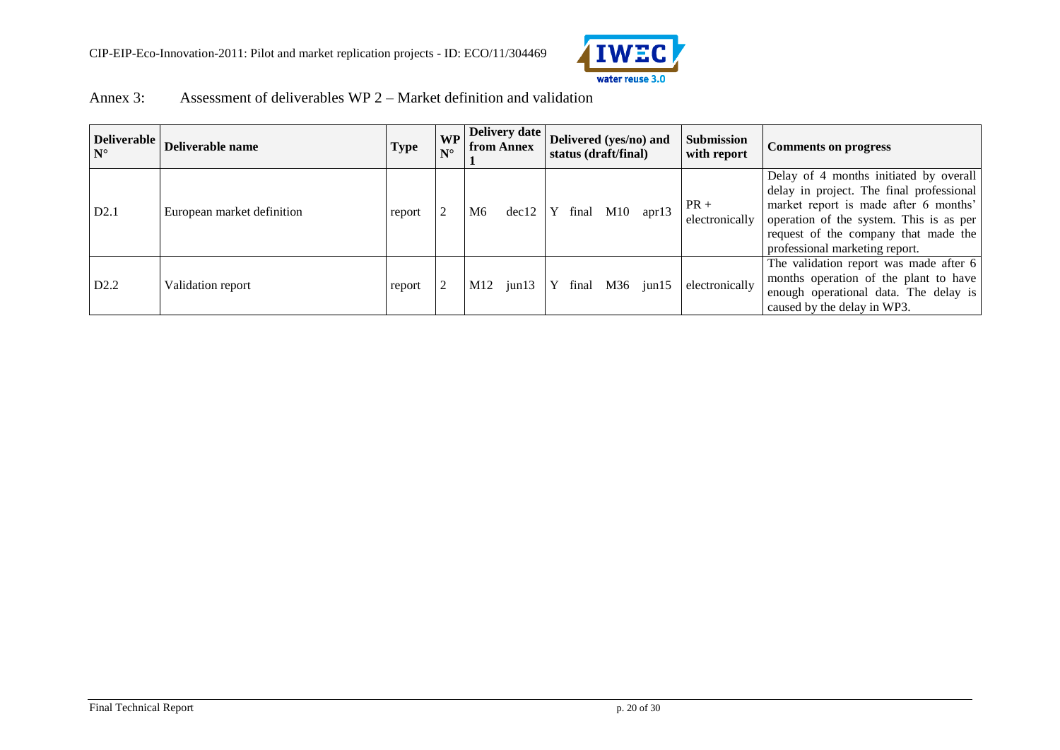## Annex 3: Assessment of deliverables WP 2 – Market definition and validation

| Deliverable N° | Deliverable name | Type | WP N° | Delivery date from Annex 1 | Delivered (yes/no) and status (draft/final) | Submission with report | Comments on progress |
|---|---|---|---|---|---|---|---|
| D2.1 | European market definition | report | 2 | M6 dec12 | Y final M10 apr13 | PR + electronically | Delay of 4 months initiated by overall delay in project. The final professional market report is made after 6 months' operation of the system. This is as per request of the company that made the professional marketing report. |
| D2.2 | Validation report | report | 2 | M12 jun13 | Y final M36 jun15 | electronically | The validation report was made after 6 months operation of the plant to have enough operational data. The delay is caused by the delay in WP3. |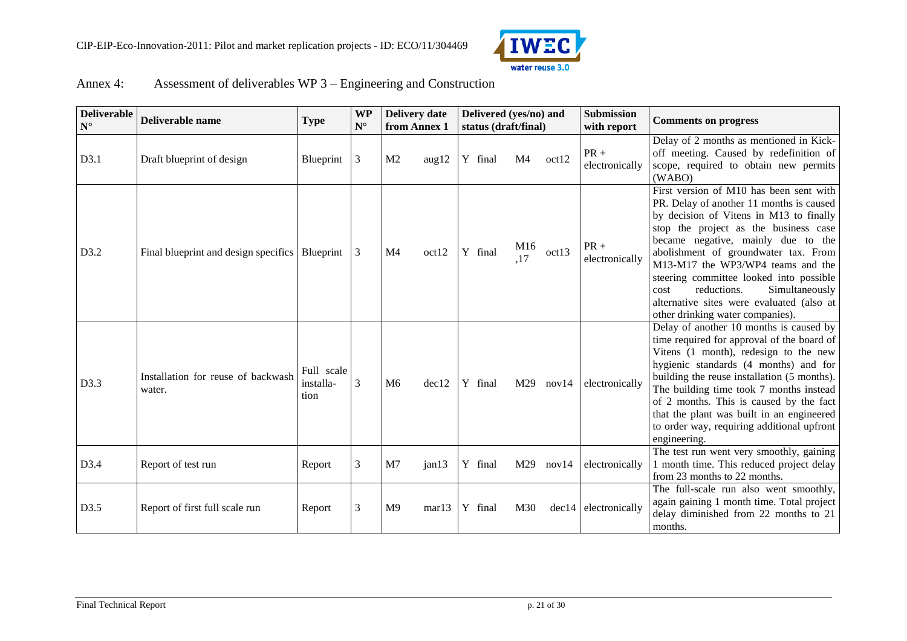## Annex 4: Assessment of deliverables WP 3 – Engineering and Construction

| Deliverable N° | Deliverable name | Type | WP N° | Delivery date from Annex 1 | | Delivered (yes/no) and status (draft/final) | | | Submission with report | Comments on progress |
|---|---|---|---|---|---|---|---|---|---|---|
| D3.1 | Draft blueprint of design | Blueprint | 3 | M2 | aug12 | Y final | M4 | oct12 | PR + electronically | Delay of 2 months as mentioned in Kick-off meeting. Caused by redefinition of scope, required to obtain new permits (WABO) |
| D3.2 | Final blueprint and design specifics | Blueprint | 3 | M4 | oct12 | Y final | M16 ,17 | oct13 | PR + electronically | First version of M10 has been sent with PR. Delay of another 11 months is caused by decision of Vitens in M13 to finally stop the project as the business case became negative, mainly due to the abolishment of groundwater tax. From M13-M17 the WP3/WP4 teams and the steering committee looked into possible cost reductions. Simultaneously alternative sites were evaluated (also at other drinking water companies). |
| D3.3 | Installation for reuse of backwash water. | Full scale installa-tion | 3 | M6 | dec12 | Y final | M29 | nov14 | electronically | Delay of another 10 months is caused by time required for approval of the board of Vitens (1 month), redesign to the new hygienic standards (4 months) and for building the reuse installation (5 months). The building time took 7 months instead of 2 months. This is caused by the fact that the plant was built in an engineered to order way, requiring additional upfront engineering. |
| D3.4 | Report of test run | Report | 3 | M7 | jan13 | Y final | M29 | nov14 | electronically | The test run went very smoothly, gaining 1 month time. This reduced project delay from 23 months to 22 months. |
| D3.5 | Report of first full scale run | Report | 3 | M9 | mar13 | Y final | M30 | dec14 | electronically | The full-scale run also went smoothly, again gaining 1 month time. Total project delay diminished from 22 months to 21 months. |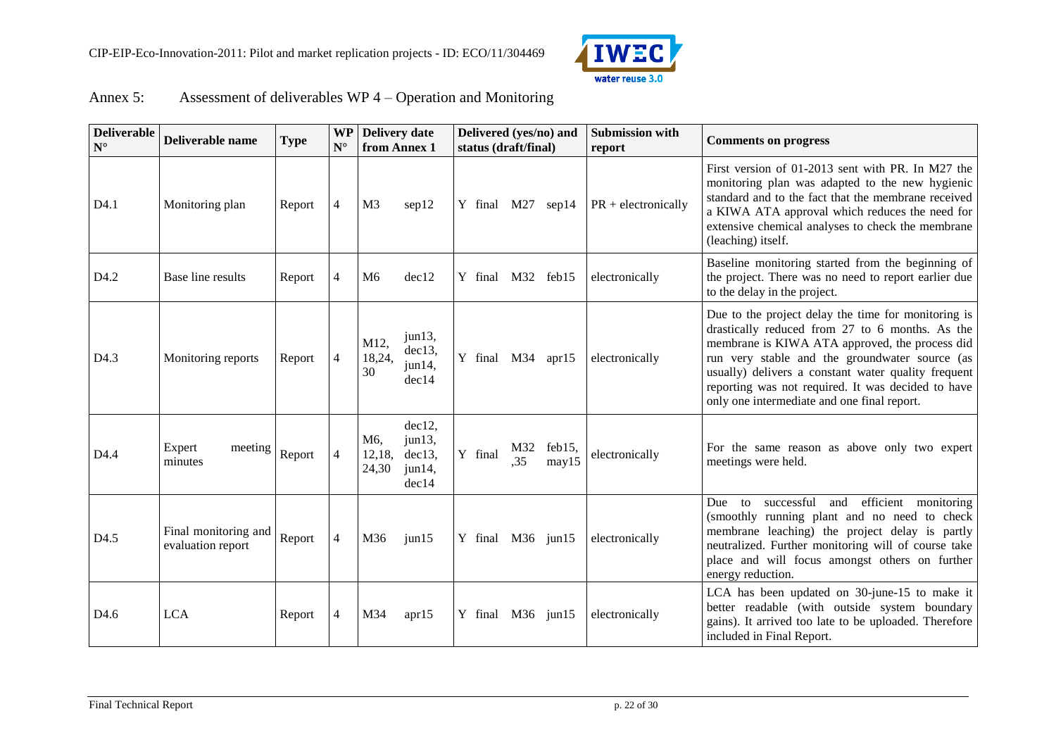## Annex 5: Assessment of deliverables WP 4 – Operation and Monitoring

| Deliverable N° | Deliverable name | Type | WP N° | Delivery date from Annex 1 | Delivered (yes/no) and status (draft/final) | Submission with report | Comments on progress |
|---|---|---|---|---|---|---|---|
| D4.1 | Monitoring plan | Report | 4 | M3 sep12 | Y final M27 sep14 | PR + electronically | First version of 01-2013 sent with PR. In M27 the monitoring plan was adapted to the new hygienic standard and to the fact that the membrane received a KIWA ATA approval which reduces the need for extensive chemical analyses to check the membrane (leaching) itself. |
| D4.2 | Base line results | Report | 4 | M6 dec12 | Y final M32 feb15 | electronically | Baseline monitoring started from the beginning of the project. There was no need to report earlier due to the delay in the project. |
| D4.3 | Monitoring reports | Report | 4 | M12, 18,24, 30 jun13, dec13, jun14, dec14 | Y final M34 apr15 | electronically | Due to the project delay the time for monitoring is drastically reduced from 27 to 6 months. As the membrane is KIWA ATA approved, the process did run very stable and the groundwater source (as usually) delivers a constant water quality frequent reporting was not required. It was decided to have only one intermediate and one final report. |
| D4.4 | Expert meeting minutes | Report | 4 | M6, 12,18, 24,30 dec12, jun13, dec13, jun14, dec14 | Y final M32 ,35 feb15, may15 | electronically | For the same reason as above only two expert meetings were held. |
| D4.5 | Final monitoring and evaluation report | Report | 4 | M36 jun15 | Y final M36 jun15 | electronically | Due to successful and efficient monitoring (smoothly running plant and no need to check membrane leaching) the project delay is partly neutralized. Further monitoring will of course take place and will focus amongst others on further energy reduction. |
| D4.6 | LCA | Report | 4 | M34 apr15 | Y final M36 jun15 | electronically | LCA has been updated on 30-june-15 to make it better readable (with outside system boundary gains). It arrived too late to be uploaded. Therefore included in Final Report. |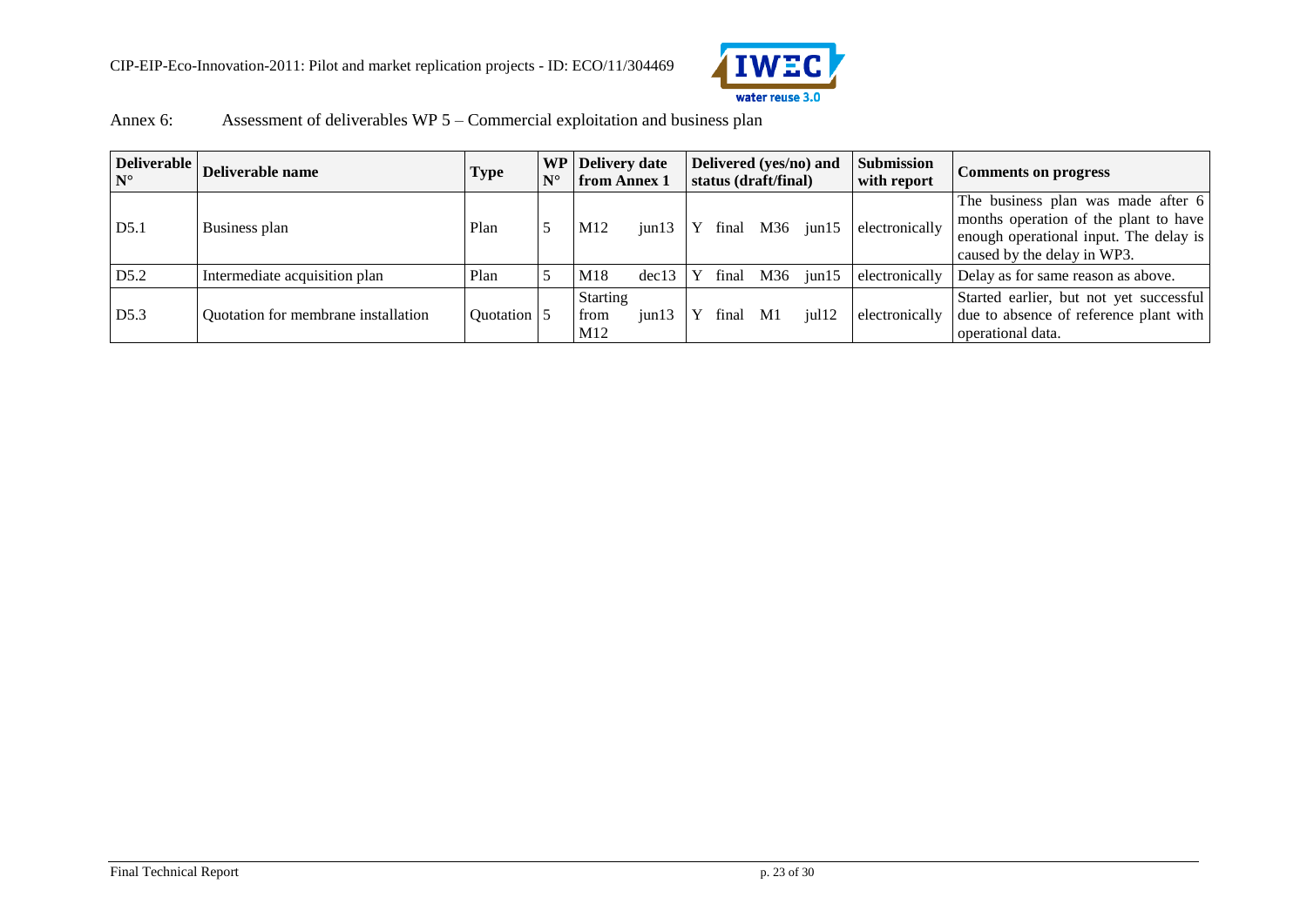Annex 6: Assessment of deliverables WP 5 – Commercial exploitation and business plan

| Deliverable N° | Deliverable name | Type | WP N° | Delivery date from Annex 1 | Delivered (yes/no) and status (draft/final) | Submission with report | Comments on progress |
|---|---|---|---|---|---|---|---|
| D5.1 | Business plan | Plan | 5 | M12 jun13 | Y final M36 jun15 | electronically | The business plan was made after 6 months operation of the plant to have enough operational input. The delay is caused by the delay in WP3. |
| D5.2 | Intermediate acquisition plan | Plan | 5 | M18 dec13 | Y final M36 jun15 | electronically | Delay as for same reason as above. |
| D5.3 | Quotation for membrane installation | Quotation | 5 | Starting from M12 jun13 | Y final M1 jul12 | electronically | Started earlier, but not yet successful due to absence of reference plant with operational data. |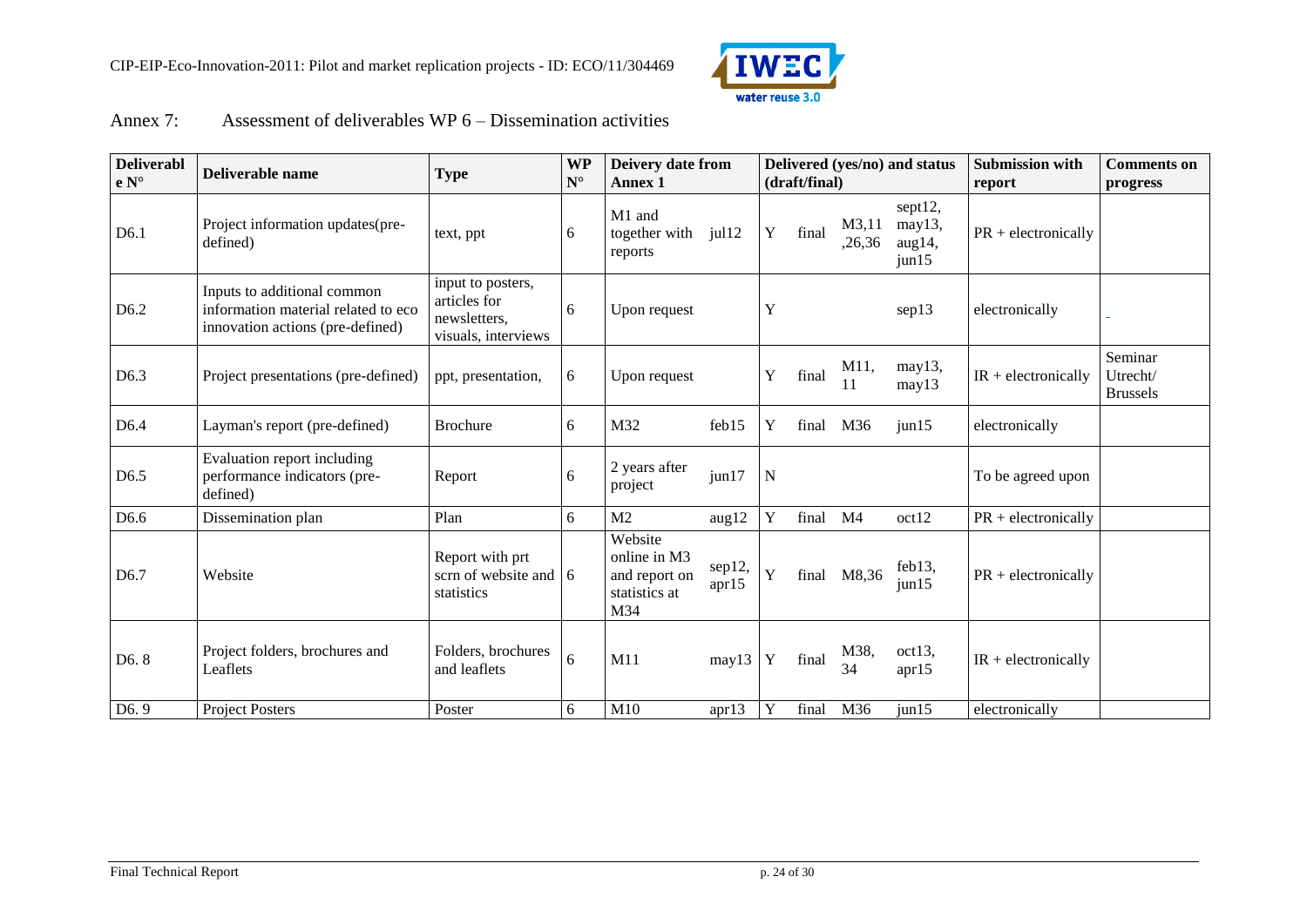Annex 7: Assessment of deliverables WP 6 – Dissemination activities

| Deliverabl e N° | Deliverable name | Type | WP N° | Deivery date from Annex 1 | | Delivered (yes/no) and status (draft/final) | | | | Submission with report | Comments on progress |
|---|---|---|---|---|---|---|---|---|---|---|---|
| D6.1 | Project information updates(pre-defined) | text, ppt | 6 | M1 and together with reports | jul12 | Y | final | M3,11 ,26,36 | sept12, may13, aug14, jun15 | PR + electronically | |
| D6.2 | Inputs to additional common information material related to eco innovation actions (pre-defined) | input to posters, articles for newsletters, visuals, interviews | 6 | Upon request | | Y | | | sep13 | electronically | _ |
| D6.3 | Project presentations (pre-defined) | ppt, presentation, | 6 | Upon request | | Y | final | M11, 11 | may13, may13 | IR + electronically | Seminar Utrecht/ Brussels |
| D6.4 | Layman's report (pre-defined) | Brochure | 6 | M32 | feb15 | Y | final | M36 | jun15 | electronically | |
| D6.5 | Evaluation report including performance indicators (pre-defined) | Report | 6 | 2 years after project | jun17 | N | | | | To be agreed upon | |
| D6.6 | Dissemination plan | Plan | 6 | M2 | aug12 | Y | final | M4 | oct12 | PR + electronically | |
| D6.7 | Website | Report with prt scrn of website and statistics | 6 | Website online in M3 and report on statistics at M34 | sep12, apr15 | Y | final | M8,36 | feb13, jun15 | PR + electronically | |
| D6. 8 | Project folders, brochures and Leaflets | Folders, brochures and leaflets | 6 | M11 | may13 | Y | final | M38, 34 | oct13, apr15 | IR + electronically | |
| D6. 9 | Project Posters | Poster | 6 | M10 | apr13 | Y | final | M36 | jun15 | electronically | |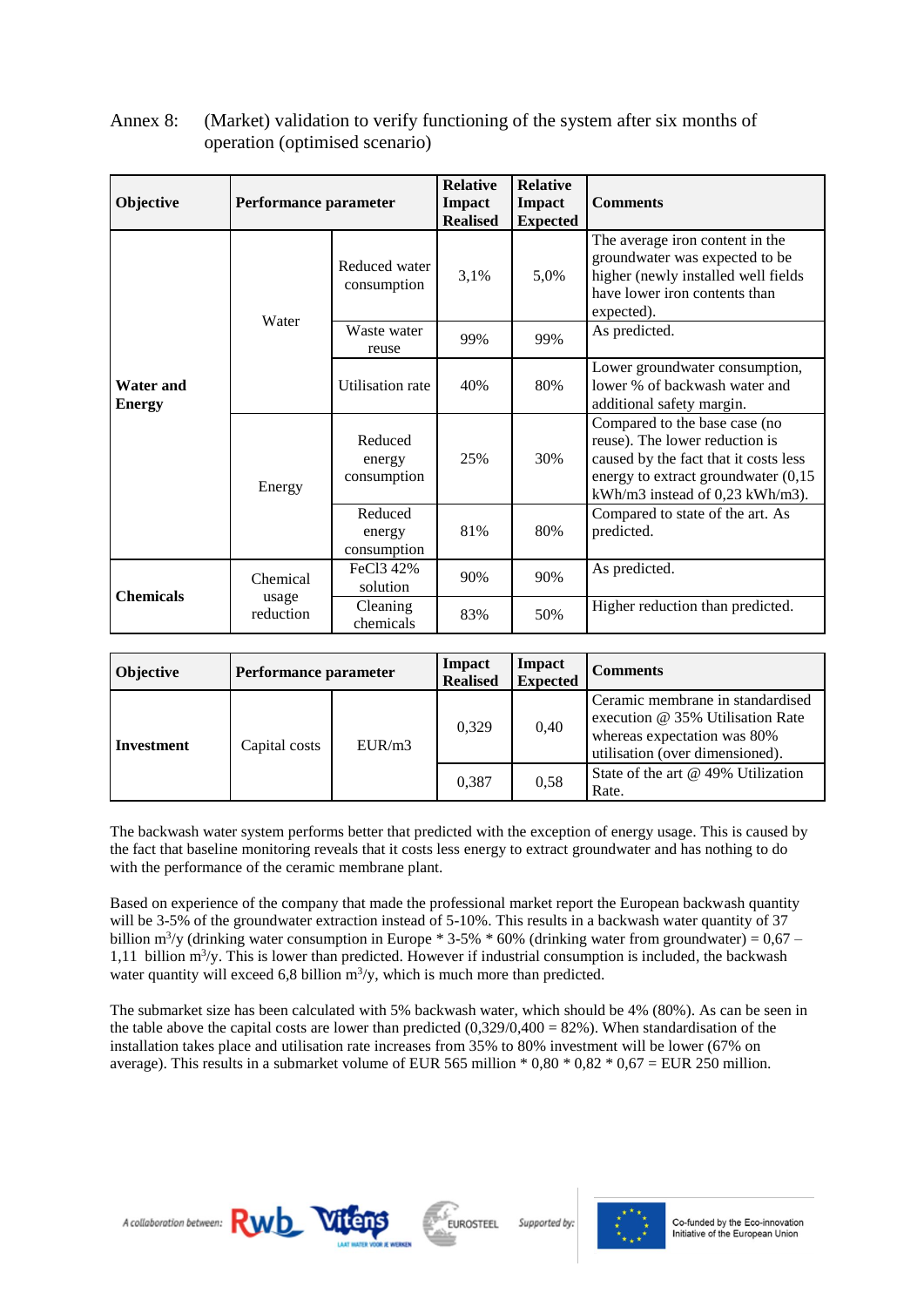Annex 8: (Market) validation to verify functioning of the system after six months of operation (optimised scenario)

| Objective | Performance parameter | | Relative Impact Realised | Relative Impact Expected | Comments |
|---|---|---|---|---|---|
| **Water and Energy** | Water | Reduced water consumption | 3,1% | 5,0% | The average iron content in the groundwater was expected to be higher (newly installed well fields have lower iron contents than expected). |
| | | Waste water reuse | 99% | 99% | As predicted. |
| | | Utilisation rate | 40% | 80% | Lower groundwater consumption, lower % of backwash water and additional safety margin. |
| | Energy | Reduced energy consumption | 25% | 30% | Compared to the base case (no reuse). The lower reduction is caused by the fact that it costs less energy to extract groundwater (0,15 kWh/m3 instead of 0,23 kWh/m3). |
| | | Reduced energy consumption | 81% | 80% | Compared to state of the art. As predicted. |
| **Chemicals** | Chemical usage reduction | FeCl3 42% solution | 90% | 90% | As predicted. |
| | | Cleaning chemicals | 83% | 50% | Higher reduction than predicted. |

| Objective | Performance parameter | | Impact Realised | Impact Expected | Comments |
|---|---|---|---|---|---|
| **Investment** | Capital costs | EUR/m3 | 0,329 | 0,40 | Ceramic membrane in standardised execution @ 35% Utilisation Rate whereas expectation was 80% utilisation (over dimensioned). |
| | | | 0,387 | 0,58 | State of the art @ 49% Utilization Rate. |

The backwash water system performs better that predicted with the exception of energy usage. This is caused by the fact that baseline monitoring reveals that it costs less energy to extract groundwater and has nothing to do with the performance of the ceramic membrane plant.

Based on experience of the company that made the professional market report the European backwash quantity will be 3-5% of the groundwater extraction instead of 5-10%. This results in a backwash water quantity of 37 billion $m^3$/y (drinking water consumption in Europe * 3-5% * 60% (drinking water from groundwater) = 0,67 – 1,11 billion $m^3$/y. This is lower than predicted. However if industrial consumption is included, the backwash water quantity will exceed 6,8 billion $m^3$/y, which is much more than predicted.

The submarket size has been calculated with 5% backwash water, which should be 4% (80%). As can be seen in the table above the capital costs are lower than predicted (0,329/0,400 = 82%). When standardisation of the installation takes place and utilisation rate increases from 35% to 80% investment will be lower (67% on average). This results in a submarket volume of EUR 565 million * 0,80 * 0,82 * 0,67 = EUR 250 million.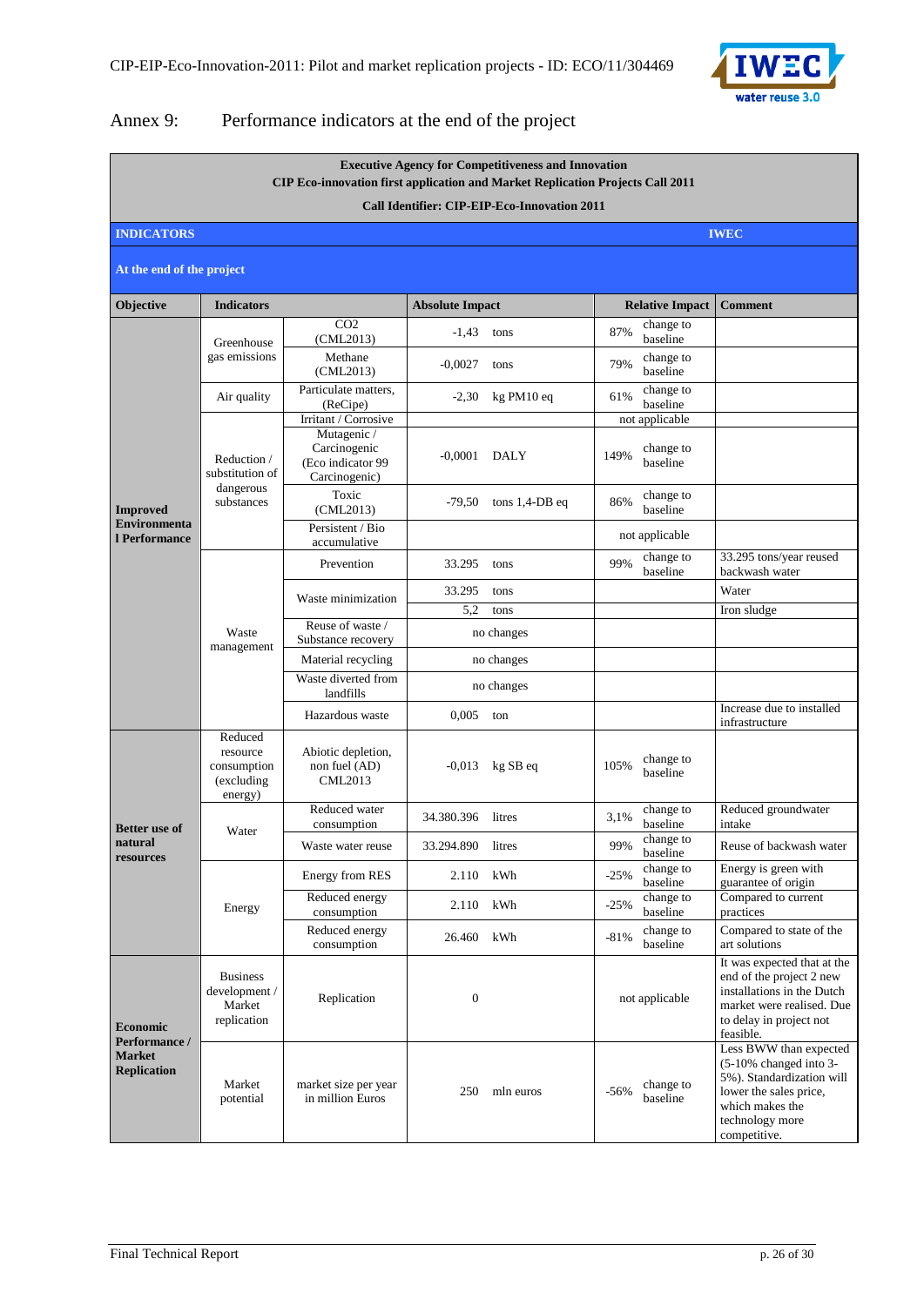# Annex 9: Performance indicators at the end of the project

| **Executive Agency for Competitiveness and Innovation**<br>**CIP Eco-innovation first application and Market Replication Projects Call 2011**<br>**Call Identifier: CIP-EIP-Eco-Innovation 2011** | | | | | | | | |
|---|---|---|---|---|---|---|---|---|
| **INDICATORS** | | | | | | | | **IWEC** |
| **At the end of the project** | | | | | | | | |
| **Objective** | **Indicators** | | **Absolute Impact** | | **Relative Impact** | | **Comment** | |
| **Improved Environmental Performance** | Greenhouse gas emissions | $CO_2$ (CML2013) | -1,43 | tons | 87% | change to baseline | | |
| | | Methane (CML2013) | -0,0027 | tons | 79% | change to baseline | | |
| | Air quality | Particulate matters, (ReCipe) | -2,30 | kg PM10 eq | 61% | change to baseline | | |
| | Reduction / substitution of dangerous substances | Irritant / Corrosive | | | not applicable | | | |
| | | Mutagenic / Carcinogenic (Eco indicator 99 Carcinogenic) | -0,0001 | DALY | 149% | change to baseline | | |
| | | Toxic (CML2013) | -79,50 | tons 1,4-DB eq | 86% | change to baseline | | |
| | | Persistent / Bio accumulative | | | not applicable | | | |
| | Waste management | Prevention | 33.295 | tons | 99% | change to baseline | 33.295 tons/year reused backwash water | |
| | | Waste minimization | 33.295 | tons | | | Water | |
| | | | 5,2 | tons | | | Iron sludge | |
| | | Reuse of waste / Substance recovery | no changes | | | | | |
| | | Material recycling | no changes | | | | | |
| | | Waste diverted from landfills | no changes | | | | | |
| | | Hazardous waste | 0,005 | ton | | | Increase due to installed infrastructure | |
| **Better use of natural resources** | Reduced resource consumption (excluding energy) | Abiotic depletion, non fuel (AD) CML2013 | -0,013 | kg SB eq | 105% | change to baseline | | |
| | Water | Reduced water consumption | 34.380.396 | litres | 3,1% | change to baseline | Reduced groundwater intake | |
| | | Waste water reuse | 33.294.890 | litres | 99% | change to baseline | Reuse of backwash water | |
| | Energy | Energy from RES | 2.110 | kWh | -25% | change to baseline | Energy is green with guarantee of origin | |
| | | Reduced energy consumption | 2.110 | kWh | -25% | change to baseline | Compared to current practices | |
| | | Reduced energy consumption | 26.460 | kWh | -81% | change to baseline | Compared to state of the art solutions | |
| **Economic Performance / Market Replication** | Business development / Market replication | Replication | 0 | | not applicable | | It was expected that at the end of the project 2 new installations in the Dutch market were realised. Due to delay in project not feasible. | |
| | Market potential | market size per year in million Euros | 250 | mln euros | -56% | change to baseline | Less BWW than expected (5-10% changed into 3-5%). Standardization will lower the sales price, which makes the technology more competitive. | |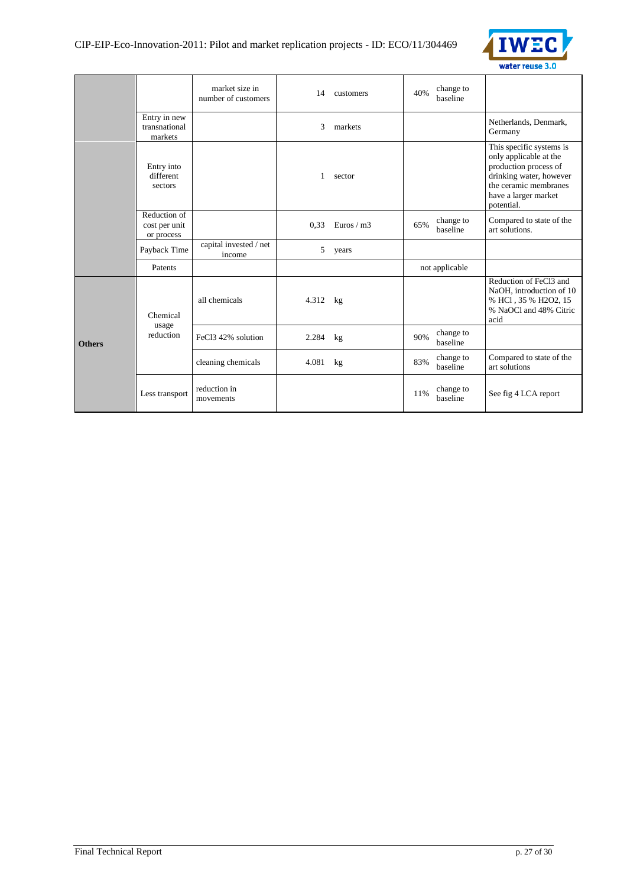| | | | | | | | |
|---|---|---|---|---|---|---|---|
| | | market size in number of customers | 14 | customers | 40% | change to baseline | |
| | Entry in new transnational markets | | 3 | markets | | | Netherlands, Denmark, Germany |
| | Entry into different sectors | | 1 | sector | | | This specific systems is only applicable at the production process of drinking water, however the ceramic membranes have a larger market potential. |
| | Reduction of cost per unit or process | | 0,33 | Euros / m3 | 65% | change to baseline | Compared to state of the art solutions. |
| | Payback Time | capital invested / net income | 5 | years | | | |
| | Patents | | | | not applicable | | |
| **Others** | Chemical usage reduction | all chemicals | 4.312 | kg | | | Reduction of $FeCl_3$ and NaOH, introduction of 10 % HCl , 35 % $H_2O_2$, 15 % NaOCl and 48% Citric acid |
| | | $FeCl_3$ 42% solution | 2.284 | kg | 90% | change to baseline | |
| | | cleaning chemicals | 4.081 | kg | 83% | change to baseline | Compared to state of the art solutions |
| | Less transport | reduction in movements | | | 11% | change to baseline | See fig 4 LCA report |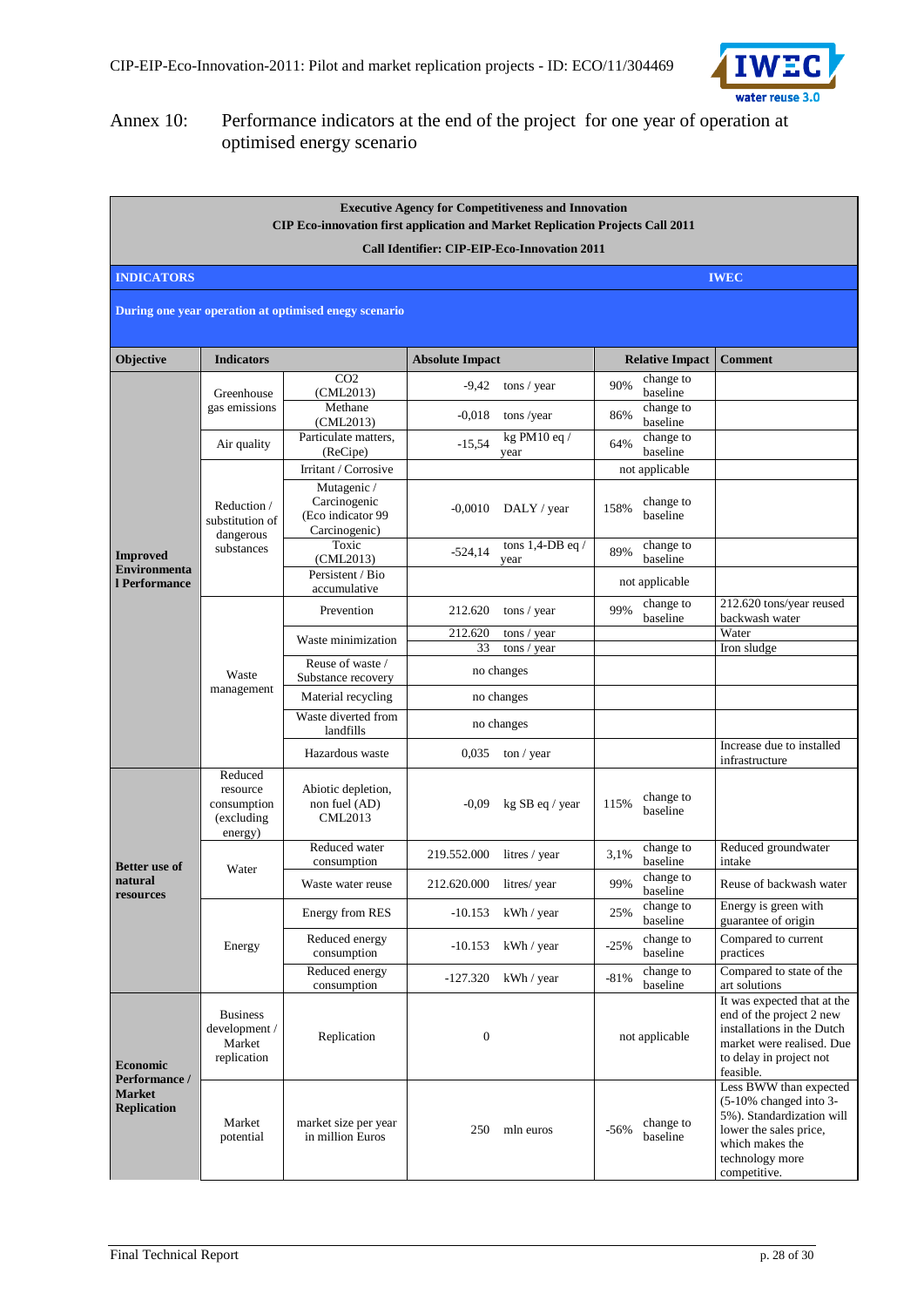## Annex 10: Performance indicators at the end of the project for one year of operation at optimised energy scenario

**Executive Agency for Competitiveness and Innovation**
**CIP Eco-innovation first application and Market Replication Projects Call 2011**
**Call Identifier: CIP-EIP-Eco-Innovation 2011**

**INDICATORS** — **IWEC**

**During one year operation at optimised enegy scenario**

| Objective | Indicators | | Absolute Impact | | Relative Impact | | Comment |
|---|---|---|---|---|---|---|---|
| **Improved Environmental Performance** | Greenhouse gas emissions | $CO_2$ (CML2013) | -9,42 | tons / year | 90% | change to baseline | |
| | | Methane (CML2013) | -0,018 | tons /year | 86% | change to baseline | |
| | Air quality | Particulate matters, (ReCipe) | -15,54 | kg PM10 eq / year | 64% | change to baseline | |
| | Reduction / substitution of dangerous substances | Irritant / Corrosive | | | not applicable | | |
| | | Mutagenic / Carcinogenic (Eco indicator 99 Carcinogenic) | -0,0010 | DALY / year | 158% | change to baseline | |
| | | Toxic (CML2013) | -524,14 | tons 1,4-DB eq / year | 89% | change to baseline | |
| | | Persistent / Bio accumulative | | | not applicable | | |
| | Waste management | Prevention | 212.620 | tons / year | 99% | change to baseline | 212.620 tons/year reused backwash water |
| | | Waste minimization | 212.620 | tons / year | | | Water |
| | | | 33 | tons / year | | | Iron sludge |
| | | Reuse of waste / Substance recovery | no changes | | | | |
| | | Material recycling | no changes | | | | |
| | | Waste diverted from landfills | no changes | | | | |
| | | Hazardous waste | 0,035 | ton / year | | | Increase due to installed infrastructure |
| **Better use of natural resources** | Reduced resource consumption (excluding energy) | Abiotic depletion, non fuel (AD) CML2013 | -0,09 | kg SB eq / year | 115% | change to baseline | |
| | Water | Reduced water consumption | 219.552.000 | litres / year | 3,1% | change to baseline | Reduced groundwater intake |
| | | Waste water reuse | 212.620.000 | litres/ year | 99% | change to baseline | Reuse of backwash water |
| | Energy | Energy from RES | -10.153 | kWh / year | 25% | change to baseline | Energy is green with guarantee of origin |
| | | Reduced energy consumption | -10.153 | kWh / year | -25% | change to baseline | Compared to current practices |
| | | Reduced energy consumption | -127.320 | kWh / year | -81% | change to baseline | Compared to state of the art solutions |
| **Economic Performance / Market Replication** | Business development / Market replication | Replication | 0 | | not applicable | | It was expected that at the end of the project 2 new installations in the Dutch market were realised. Due to delay in project not feasible. |
| | Market potential | market size per year in million Euros | 250 | mln euros | -56% | change to baseline | Less BWW than expected (5-10% changed into 3-5%). Standardization will lower the sales price, which makes the technology more competitive. |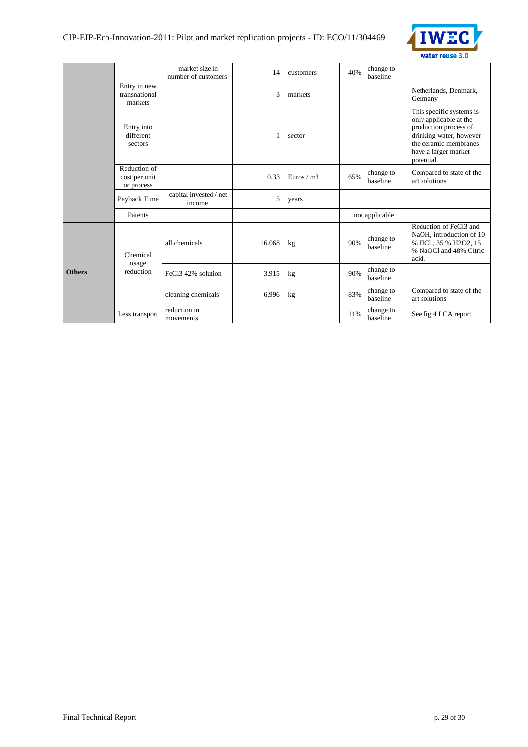| | | | | | | | |
|---|---|---|---|---|---|---|---|
| | | market size in number of customers | 14 | customers | 40% | change to baseline | |
| | Entry in new transnational markets | | 3 | markets | | | Netherlands, Denmark, Germany |
| | Entry into different sectors | | 1 | sector | | | This specific systems is only applicable at the production process of drinking water, however the ceramic membranes have a larger market potential. |
| | Reduction of cost per unit or process | | 0,33 | Euros / m3 | 65% | change to baseline | Compared to state of the art solutions |
| | Payback Time | capital invested / net income | 5 | years | | | |
| | Patents | | | | not applicable | | |
| **Others** | Chemical usage reduction | all chemicals | 16.068 | kg | 90% | change to baseline | Reduction of $FeCl_3$ and NaOH, introduction of 10 % HCl , 35 % $H_2O_2$, 15 % NaOCl and 48% Citric acid. |
| | | $FeCl_3$ 42% solution | 3.915 | kg | 90% | change to baseline | |
| | | cleaning chemicals | 6.996 | kg | 83% | change to baseline | Compared to state of the art solutions |
| | Less transport | reduction in movements | | | 11% | change to baseline | See fig 4 LCA report |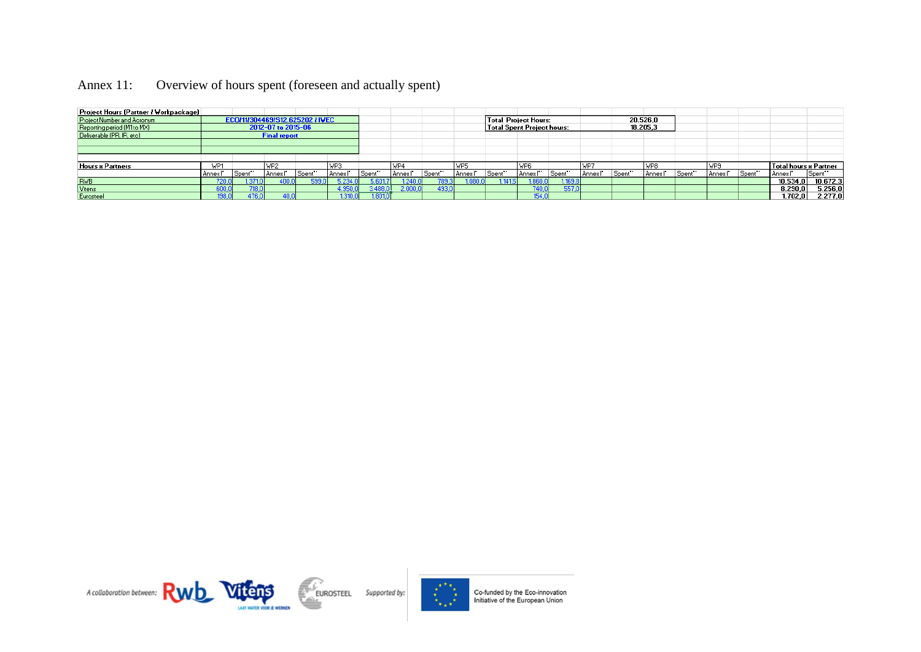# Annex 11: Overview of hours spent (foreseen and actually spent)

| | |
|---|---|
| **Project Hours (Partner / Workpackage)** | |
| Project Number and Acronym | ECO/11/304469/SI2.625202 / IWEC |
| Reporting period (M1 to MX) | 2012-07 to 2015-06 |
| Deliverable (PR, IR, etc) | Final report |

| | |
|---|---|
| **Total Project Hours:** | 20.526,0 |
| **Total Spent Project hours:** | 18.205,3 |

| **Hours x Partners** | WP1 | | WP2 | | WP3 | | WP4 | | WP5 | | WP6 | | WP7 | | WP8 | | WP9 | | **Total hours x Partner** | |
|---|---|---|---|---|---|---|---|---|---|---|---|---|---|---|---|---|---|---|---|---|
| | Annex I* | Spent** | Annex I* | Spent** | Annex I* | Spent** | Annex I* | Spent** | Annex I* | Spent** | Annex I* | Spent** | Annex I* | Spent** | Annex I* | Spent** | Annex I* | Spent** | Annex I* | Spent** |
| RWB | 720,0 | 1.371,0 | 400,0 | 599,0 | 5.234,0 | 5.601,7 | 1.240,0 | 789,3 | 1.080,0 | 1.141,5 | 1.860,0 | 1.169,8 | | | | | | | **10.534,0** | **10.672,3** |
| Vitens | 600,0 | 718,0 | | | 4.950,0 | 3.488,0 | 2.000,0 | 493,0 | | | 740,0 | 557,0 | | | | | | | **8.290,0** | **5.256,0** |
| Eurosteel | 198,0 | 476,0 | 40,0 | | 1.310,0 | 1.801,0 | | | | | 154,0 | | | | | | | | **1.702,0** | **2.277,0** |